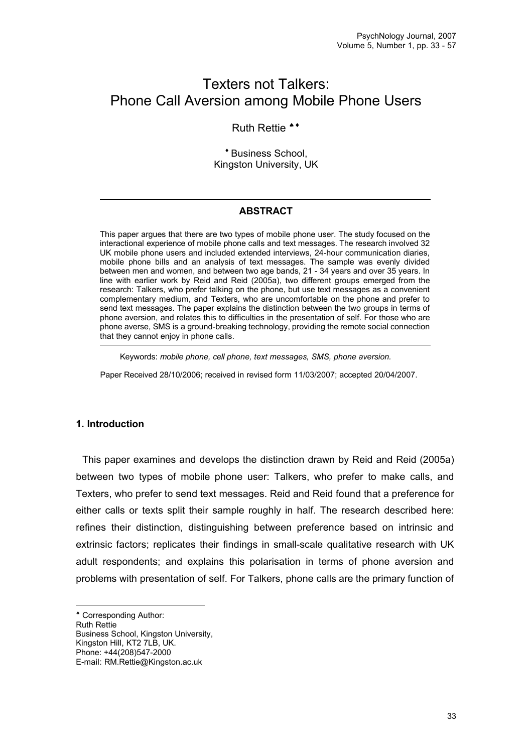# Texters not Talkers: Phone Call Aversion among Mobile Phone Users

Ruth Rettie [♠♦]

[♦] Business School,
Kingston University, UK

## ABSTRACT

This paper argues that there are two types of mobile phone user. The study focused on the interactional experience of mobile phone calls and text messages. The research involved 32 UK mobile phone users and included extended interviews, 24-hour communication diaries, mobile phone bills and an analysis of text messages. The sample was evenly divided between men and women, and between two age bands, 21 - 34 years and over 35 years. In line with earlier work by Reid and Reid (2005a), two different groups emerged from the research: Talkers, who prefer talking on the phone, but use text messages as a convenient complementary medium, and Texters, who are uncomfortable on the phone and prefer to send text messages. The paper explains the distinction between the two groups in terms of phone aversion, and relates this to difficulties in the presentation of self. For those who are phone averse, SMS is a ground-breaking technology, providing the remote social connection that they cannot enjoy in phone calls.

Keywords: *mobile phone, cell phone, text messages, SMS, phone aversion.*

Paper Received 28/10/2006; received in revised form 11/03/2007; accepted 20/04/2007.

## 1. Introduction

This paper examines and develops the distinction drawn by Reid and Reid (2005a) between two types of mobile phone user: Talkers, who prefer to make calls, and Texters, who prefer to send text messages. Reid and Reid found that a preference for either calls or texts split their sample roughly in half. The research described here: refines their distinction, distinguishing between preference based on intrinsic and extrinsic factors; replicates their findings in small-scale qualitative research with UK adult respondents; and explains this polarisation in terms of phone aversion and problems with presentation of self. For Talkers, phone calls are the primary function of

---

[♠] Corresponding Author:
Ruth Rettie
Business School, Kingston University,
Kingston Hill, KT2 7LB, UK.
Phone: +44(208)547-2000
E-mail: RM.Rettie@Kingston.ac.uk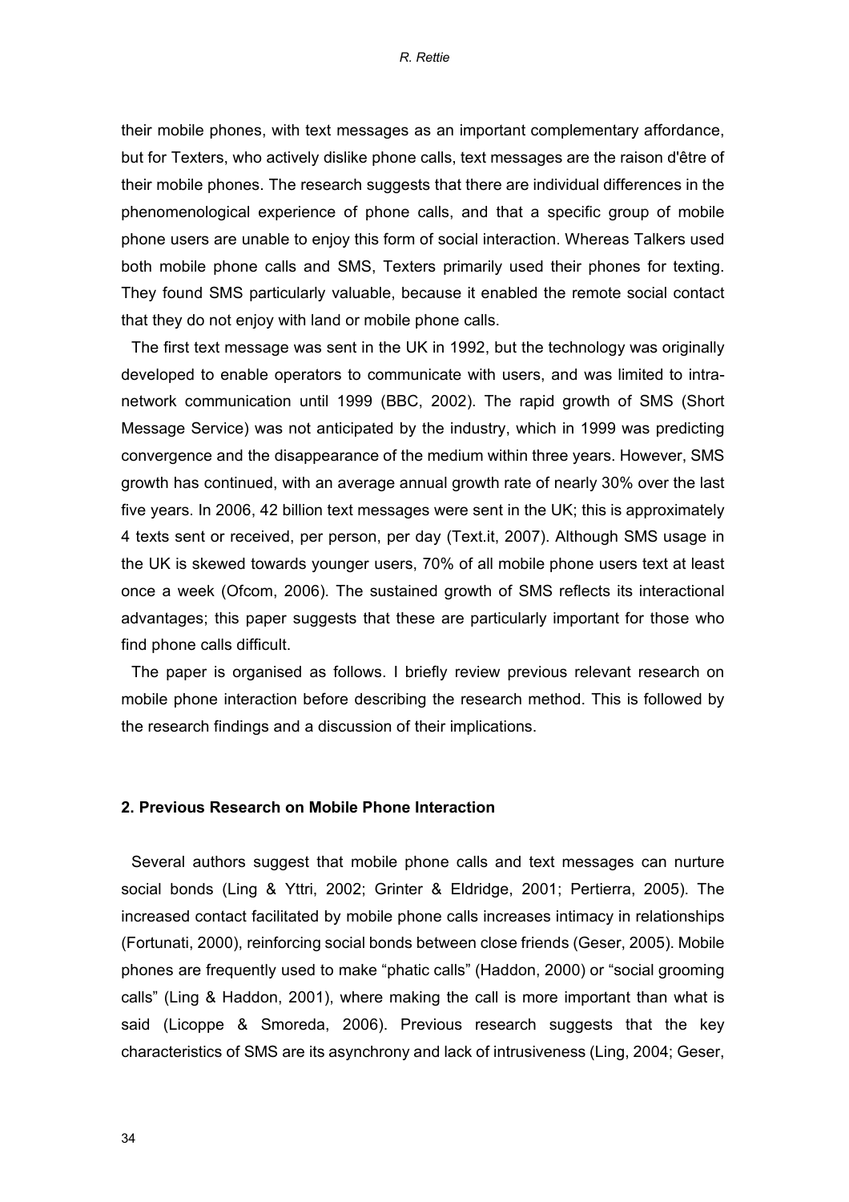their mobile phones, with text messages as an important complementary affordance, but for Texters, who actively dislike phone calls, text messages are the raison d'être of their mobile phones. The research suggests that there are individual differences in the phenomenological experience of phone calls, and that a specific group of mobile phone users are unable to enjoy this form of social interaction. Whereas Talkers used both mobile phone calls and SMS, Texters primarily used their phones for texting. They found SMS particularly valuable, because it enabled the remote social contact that they do not enjoy with land or mobile phone calls.

The first text message was sent in the UK in 1992, but the technology was originally developed to enable operators to communicate with users, and was limited to intra-network communication until 1999 (BBC, 2002). The rapid growth of SMS (Short Message Service) was not anticipated by the industry, which in 1999 was predicting convergence and the disappearance of the medium within three years. However, SMS growth has continued, with an average annual growth rate of nearly 30% over the last five years. In 2006, 42 billion text messages were sent in the UK; this is approximately 4 texts sent or received, per person, per day (Text.it, 2007). Although SMS usage in the UK is skewed towards younger users, 70% of all mobile phone users text at least once a week (Ofcom, 2006). The sustained growth of SMS reflects its interactional advantages; this paper suggests that these are particularly important for those who find phone calls difficult.

The paper is organised as follows. I briefly review previous relevant research on mobile phone interaction before describing the research method. This is followed by the research findings and a discussion of their implications.

## 2. Previous Research on Mobile Phone Interaction

Several authors suggest that mobile phone calls and text messages can nurture social bonds (Ling & Yttri, 2002; Grinter & Eldridge, 2001; Pertierra, 2005). The increased contact facilitated by mobile phone calls increases intimacy in relationships (Fortunati, 2000), reinforcing social bonds between close friends (Geser, 2005). Mobile phones are frequently used to make "phatic calls" (Haddon, 2000) or "social grooming calls" (Ling & Haddon, 2001), where making the call is more important than what is said (Licoppe & Smoreda, 2006). Previous research suggests that the key characteristics of SMS are its asynchrony and lack of intrusiveness (Ling, 2004; Geser,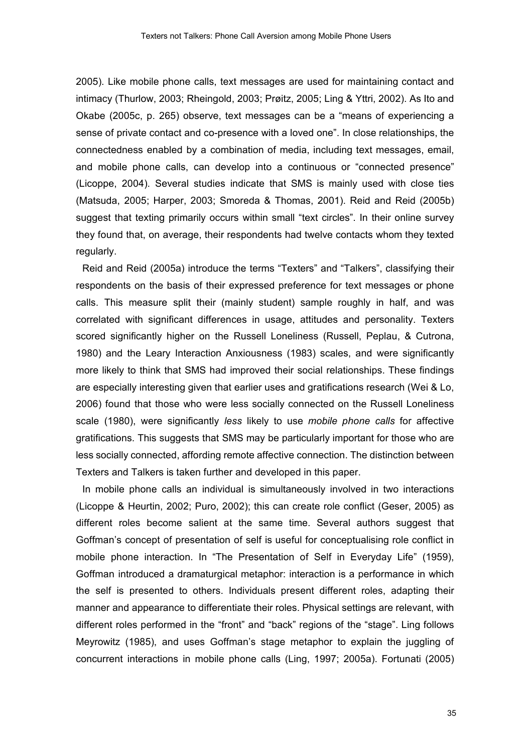2005). Like mobile phone calls, text messages are used for maintaining contact and intimacy (Thurlow, 2003; Rheingold, 2003; Prøitz, 2005; Ling & Yttri, 2002). As Ito and Okabe (2005c, p. 265) observe, text messages can be a "means of experiencing a sense of private contact and co-presence with a loved one". In close relationships, the connectedness enabled by a combination of media, including text messages, email, and mobile phone calls, can develop into a continuous or "connected presence" (Licoppe, 2004). Several studies indicate that SMS is mainly used with close ties (Matsuda, 2005; Harper, 2003; Smoreda & Thomas, 2001). Reid and Reid (2005b) suggest that texting primarily occurs within small "text circles". In their online survey they found that, on average, their respondents had twelve contacts whom they texted regularly.

Reid and Reid (2005a) introduce the terms "Texters" and "Talkers", classifying their respondents on the basis of their expressed preference for text messages or phone calls. This measure split their (mainly student) sample roughly in half, and was correlated with significant differences in usage, attitudes and personality. Texters scored significantly higher on the Russell Loneliness (Russell, Peplau, & Cutrona, 1980) and the Leary Interaction Anxiousness (1983) scales, and were significantly more likely to think that SMS had improved their social relationships. These findings are especially interesting given that earlier uses and gratifications research (Wei & Lo, 2006) found that those who were less socially connected on the Russell Loneliness scale (1980), were significantly *less* likely to use *mobile phone calls* for affective gratifications. This suggests that SMS may be particularly important for those who are less socially connected, affording remote affective connection. The distinction between Texters and Talkers is taken further and developed in this paper.

In mobile phone calls an individual is simultaneously involved in two interactions (Licoppe & Heurtin, 2002; Puro, 2002); this can create role conflict (Geser, 2005) as different roles become salient at the same time. Several authors suggest that Goffman's concept of presentation of self is useful for conceptualising role conflict in mobile phone interaction. In "The Presentation of Self in Everyday Life" (1959), Goffman introduced a dramaturgical metaphor: interaction is a performance in which the self is presented to others. Individuals present different roles, adapting their manner and appearance to differentiate their roles. Physical settings are relevant, with different roles performed in the "front" and "back" regions of the "stage". Ling follows Meyrowitz (1985), and uses Goffman's stage metaphor to explain the juggling of concurrent interactions in mobile phone calls (Ling, 1997; 2005a). Fortunati (2005)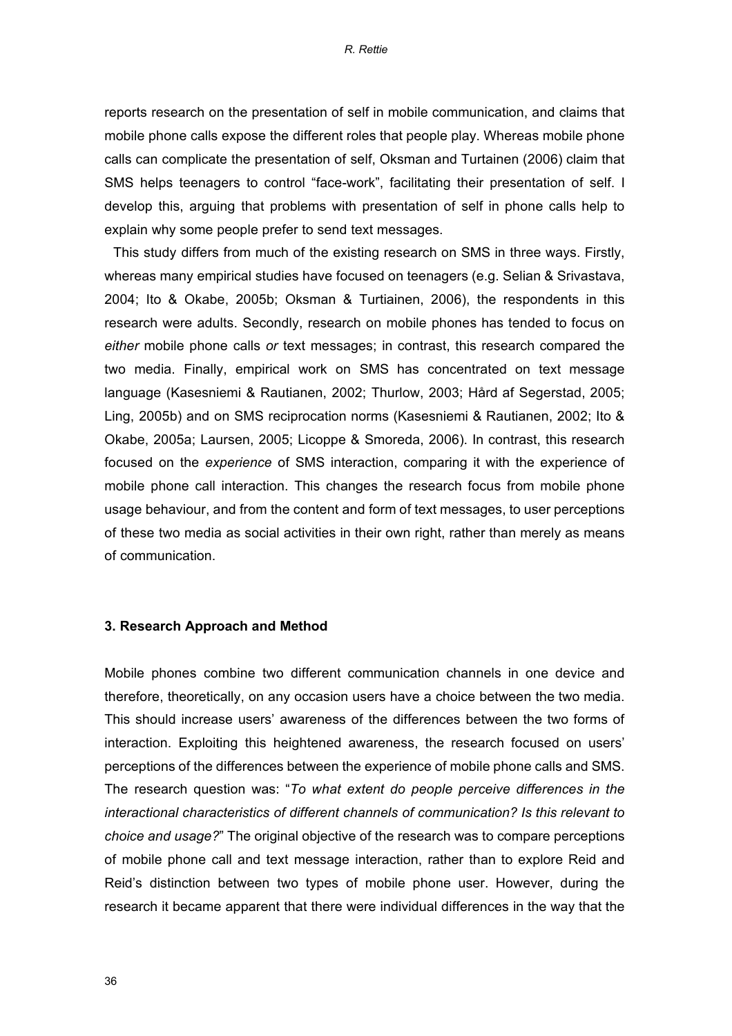reports research on the presentation of self in mobile communication, and claims that mobile phone calls expose the different roles that people play. Whereas mobile phone calls can complicate the presentation of self, Oksman and Turtainen (2006) claim that SMS helps teenagers to control "face-work", facilitating their presentation of self. I develop this, arguing that problems with presentation of self in phone calls help to explain why some people prefer to send text messages.

This study differs from much of the existing research on SMS in three ways. Firstly, whereas many empirical studies have focused on teenagers (e.g. Selian & Srivastava, 2004; Ito & Okabe, 2005b; Oksman & Turtiainen, 2006), the respondents in this research were adults. Secondly, research on mobile phones has tended to focus on *either* mobile phone calls *or* text messages; in contrast, this research compared the two media. Finally, empirical work on SMS has concentrated on text message language (Kasesniemi & Rautianen, 2002; Thurlow, 2003; Hård af Segerstad, 2005; Ling, 2005b) and on SMS reciprocation norms (Kasesniemi & Rautianen, 2002; Ito & Okabe, 2005a; Laursen, 2005; Licoppe & Smoreda, 2006). In contrast, this research focused on the *experience* of SMS interaction, comparing it with the experience of mobile phone call interaction. This changes the research focus from mobile phone usage behaviour, and from the content and form of text messages, to user perceptions of these two media as social activities in their own right, rather than merely as means of communication.

## 3. Research Approach and Method

Mobile phones combine two different communication channels in one device and therefore, theoretically, on any occasion users have a choice between the two media. This should increase users' awareness of the differences between the two forms of interaction. Exploiting this heightened awareness, the research focused on users' perceptions of the differences between the experience of mobile phone calls and SMS. The research question was: "*To what extent do people perceive differences in the interactional characteristics of different channels of communication? Is this relevant to choice and usage?*" The original objective of the research was to compare perceptions of mobile phone call and text message interaction, rather than to explore Reid and Reid's distinction between two types of mobile phone user. However, during the research it became apparent that there were individual differences in the way that the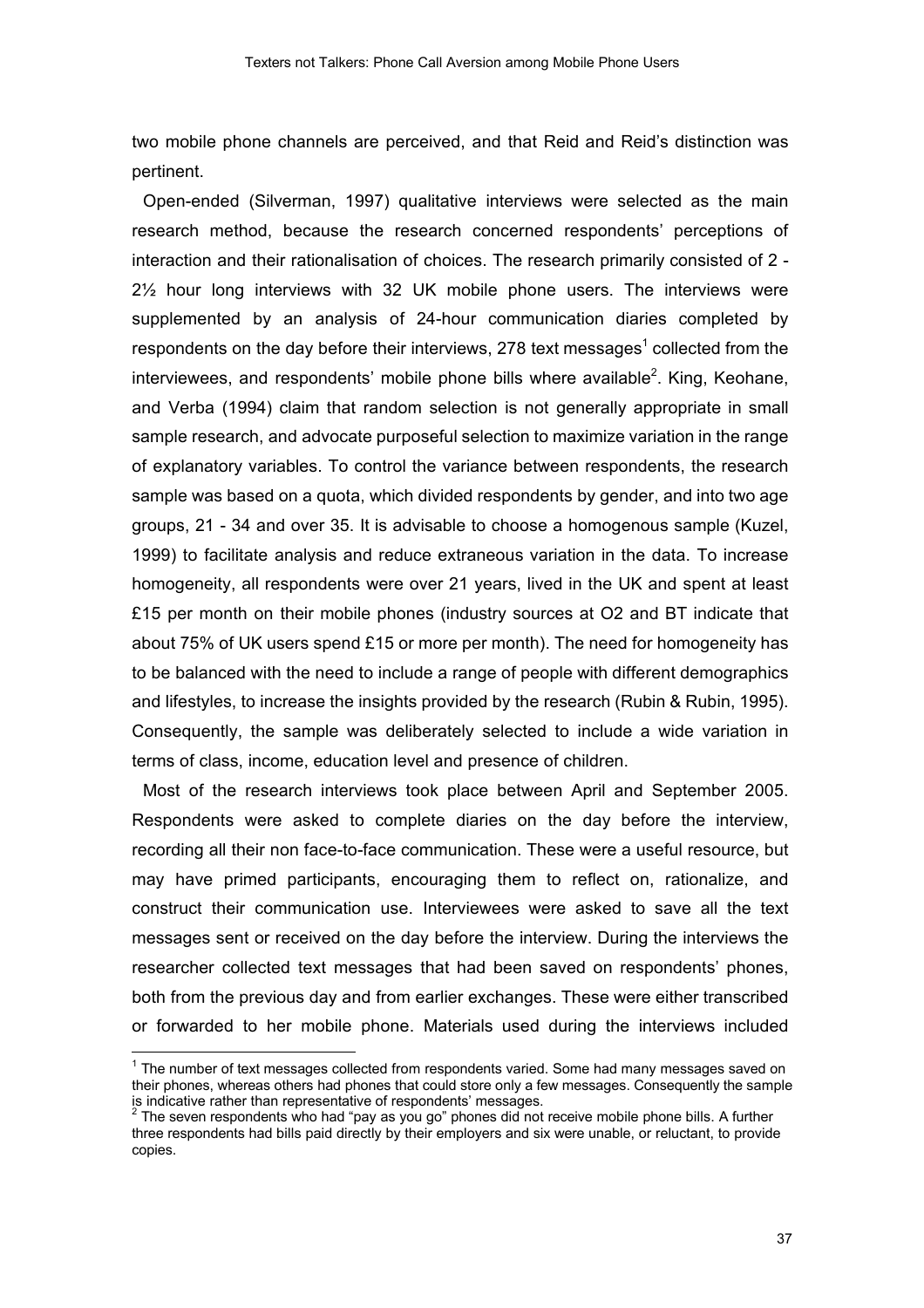two mobile phone channels are perceived, and that Reid and Reid's distinction was pertinent.

Open-ended (Silverman, 1997) qualitative interviews were selected as the main research method, because the research concerned respondents' perceptions of interaction and their rationalisation of choices. The research primarily consisted of 2 - 2½ hour long interviews with 32 UK mobile phone users. The interviews were supplemented by an analysis of 24-hour communication diaries completed by respondents on the day before their interviews, 278 text messages[1] collected from the interviewees, and respondents' mobile phone bills where available[2]. King, Keohane, and Verba (1994) claim that random selection is not generally appropriate in small sample research, and advocate purposeful selection to maximize variation in the range of explanatory variables. To control the variance between respondents, the research sample was based on a quota, which divided respondents by gender, and into two age groups, 21 - 34 and over 35. It is advisable to choose a homogenous sample (Kuzel, 1999) to facilitate analysis and reduce extraneous variation in the data. To increase homogeneity, all respondents were over 21 years, lived in the UK and spent at least £15 per month on their mobile phones (industry sources at O2 and BT indicate that about 75% of UK users spend £15 or more per month). The need for homogeneity has to be balanced with the need to include a range of people with different demographics and lifestyles, to increase the insights provided by the research (Rubin & Rubin, 1995). Consequently, the sample was deliberately selected to include a wide variation in terms of class, income, education level and presence of children.

Most of the research interviews took place between April and September 2005. Respondents were asked to complete diaries on the day before the interview, recording all their non face-to-face communication. These were a useful resource, but may have primed participants, encouraging them to reflect on, rationalize, and construct their communication use. Interviewees were asked to save all the text messages sent or received on the day before the interview. During the interviews the researcher collected text messages that had been saved on respondents' phones, both from the previous day and from earlier exchanges. These were either transcribed or forwarded to her mobile phone. Materials used during the interviews included

[1] The number of text messages collected from respondents varied. Some had many messages saved on their phones, whereas others had phones that could store only a few messages. Consequently the sample is indicative rather than representative of respondents' messages.

[2] The seven respondents who had "pay as you go" phones did not receive mobile phone bills. A further three respondents had bills paid directly by their employers and six were unable, or reluctant, to provide copies.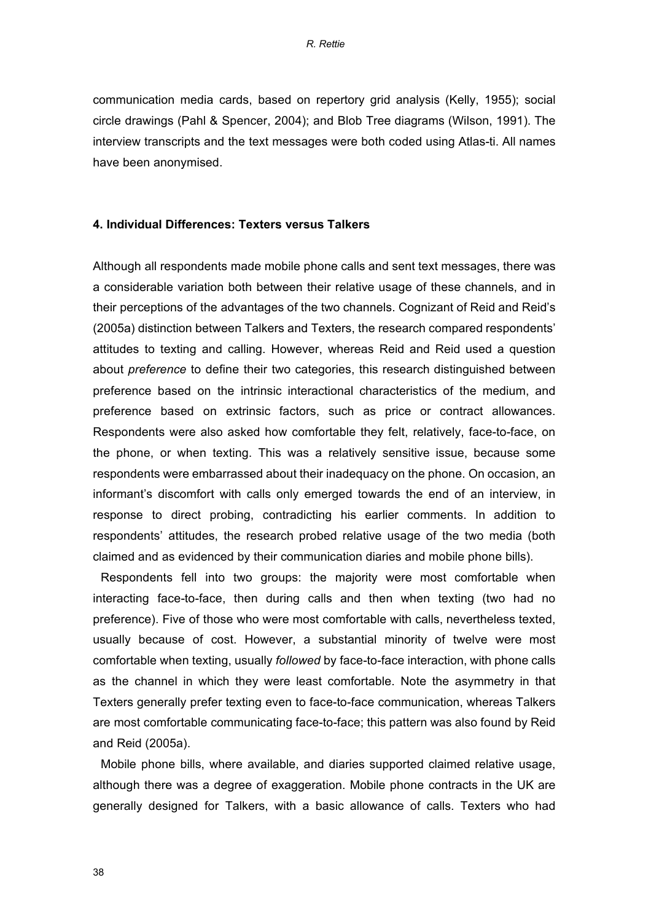communication media cards, based on repertory grid analysis (Kelly, 1955); social circle drawings (Pahl & Spencer, 2004); and Blob Tree diagrams (Wilson, 1991). The interview transcripts and the text messages were both coded using Atlas-ti. All names have been anonymised.

### 4. Individual Differences: Texters versus Talkers

Although all respondents made mobile phone calls and sent text messages, there was a considerable variation both between their relative usage of these channels, and in their perceptions of the advantages of the two channels. Cognizant of Reid and Reid's (2005a) distinction between Talkers and Texters, the research compared respondents' attitudes to texting and calling. However, whereas Reid and Reid used a question about *preference* to define their two categories, this research distinguished between preference based on the intrinsic interactional characteristics of the medium, and preference based on extrinsic factors, such as price or contract allowances. Respondents were also asked how comfortable they felt, relatively, face-to-face, on the phone, or when texting. This was a relatively sensitive issue, because some respondents were embarrassed about their inadequacy on the phone. On occasion, an informant's discomfort with calls only emerged towards the end of an interview, in response to direct probing, contradicting his earlier comments. In addition to respondents' attitudes, the research probed relative usage of the two media (both claimed and as evidenced by their communication diaries and mobile phone bills).

Respondents fell into two groups: the majority were most comfortable when interacting face-to-face, then during calls and then when texting (two had no preference). Five of those who were most comfortable with calls, nevertheless texted, usually because of cost. However, a substantial minority of twelve were most comfortable when texting, usually *followed* by face-to-face interaction, with phone calls as the channel in which they were least comfortable. Note the asymmetry in that Texters generally prefer texting even to face-to-face communication, whereas Talkers are most comfortable communicating face-to-face; this pattern was also found by Reid and Reid (2005a).

Mobile phone bills, where available, and diaries supported claimed relative usage, although there was a degree of exaggeration. Mobile phone contracts in the UK are generally designed for Talkers, with a basic allowance of calls. Texters who had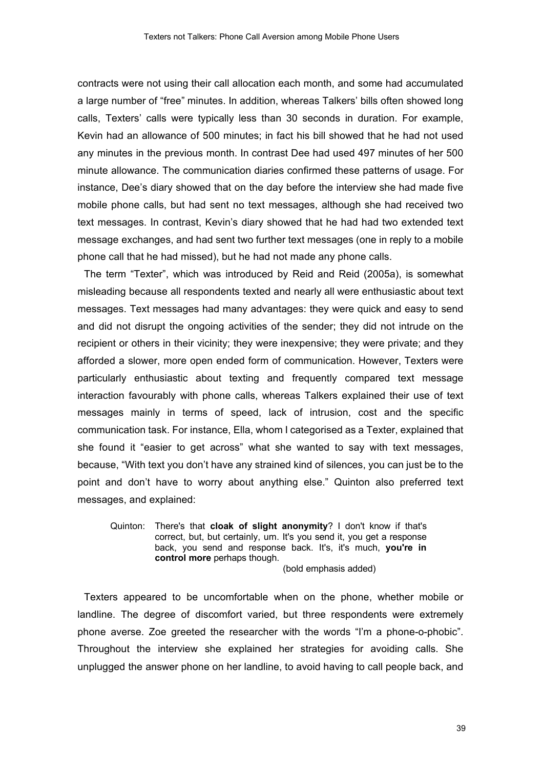contracts were not using their call allocation each month, and some had accumulated a large number of "free" minutes. In addition, whereas Talkers' bills often showed long calls, Texters' calls were typically less than 30 seconds in duration. For example, Kevin had an allowance of 500 minutes; in fact his bill showed that he had not used any minutes in the previous month. In contrast Dee had used 497 minutes of her 500 minute allowance. The communication diaries confirmed these patterns of usage. For instance, Dee's diary showed that on the day before the interview she had made five mobile phone calls, but had sent no text messages, although she had received two text messages. In contrast, Kevin's diary showed that he had had two extended text message exchanges, and had sent two further text messages (one in reply to a mobile phone call that he had missed), but he had not made any phone calls.

The term "Texter", which was introduced by Reid and Reid (2005a), is somewhat misleading because all respondents texted and nearly all were enthusiastic about text messages. Text messages had many advantages: they were quick and easy to send and did not disrupt the ongoing activities of the sender; they did not intrude on the recipient or others in their vicinity; they were inexpensive; they were private; and they afforded a slower, more open ended form of communication. However, Texters were particularly enthusiastic about texting and frequently compared text message interaction favourably with phone calls, whereas Talkers explained their use of text messages mainly in terms of speed, lack of intrusion, cost and the specific communication task. For instance, Ella, whom I categorised as a Texter, explained that she found it "easier to get across" what she wanted to say with text messages, because, "With text you don't have any strained kind of silences, you can just be to the point and don't have to worry about anything else." Quinton also preferred text messages, and explained:

> Quinton: There's that **cloak of slight anonymity**? I don't know if that's correct, but, but certainly, um. It's you send it, you get a response back, you send and response back. It's, it's much, **you're in control more** perhaps though.
>
> (bold emphasis added)

Texters appeared to be uncomfortable when on the phone, whether mobile or landline. The degree of discomfort varied, but three respondents were extremely phone averse. Zoe greeted the researcher with the words "I'm a phone-o-phobic". Throughout the interview she explained her strategies for avoiding calls. She unplugged the answer phone on her landline, to avoid having to call people back, and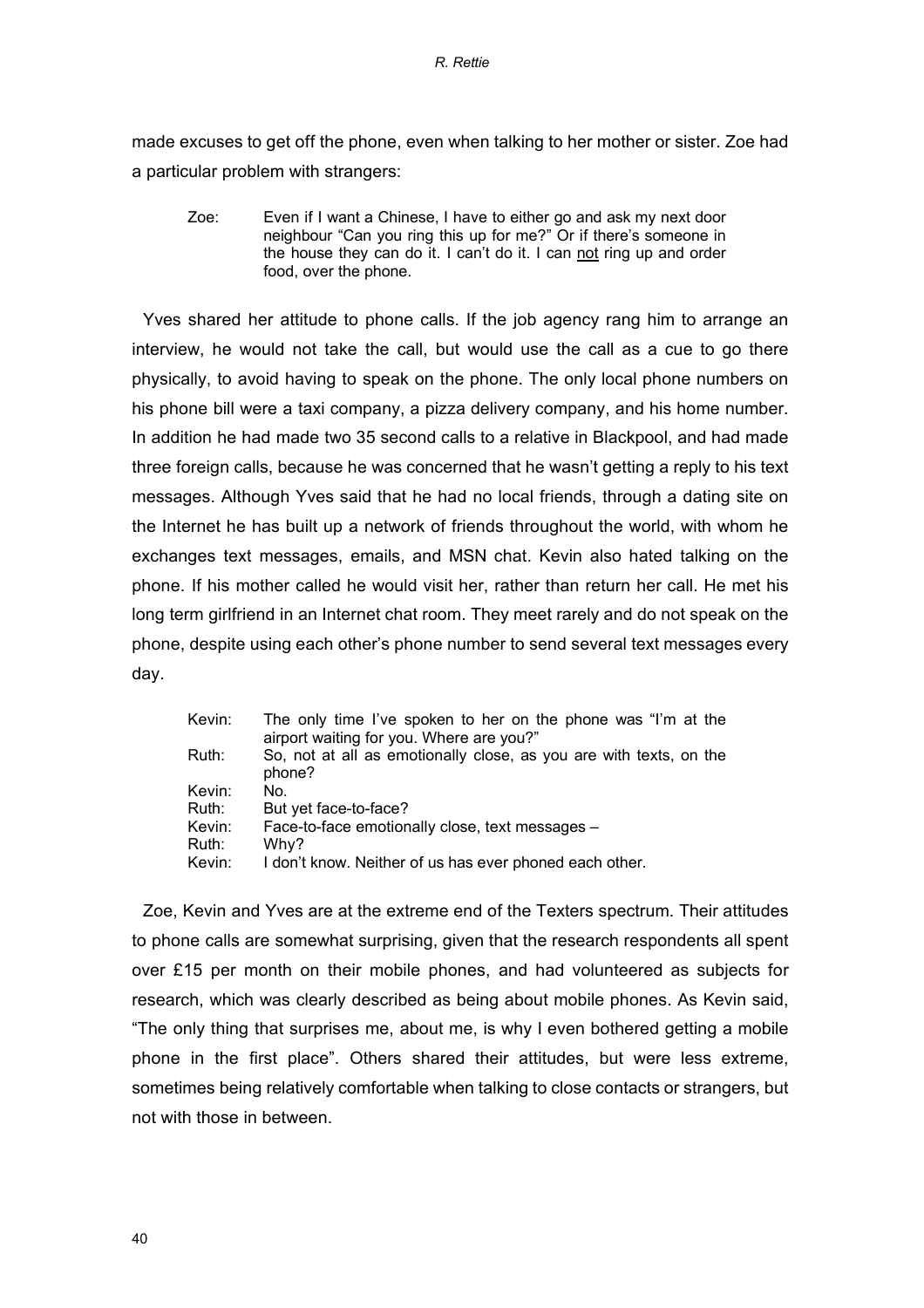made excuses to get off the phone, even when talking to her mother or sister. Zoe had a particular problem with strangers:

> Zoe: Even if I want a Chinese, I have to either go and ask my next door neighbour "Can you ring this up for me?" Or if there's someone in the house they can do it. I can't do it. I can not ring up and order food, over the phone.

Yves shared her attitude to phone calls. If the job agency rang him to arrange an interview, he would not take the call, but would use the call as a cue to go there physically, to avoid having to speak on the phone. The only local phone numbers on his phone bill were a taxi company, a pizza delivery company, and his home number. In addition he had made two 35 second calls to a relative in Blackpool, and had made three foreign calls, because he was concerned that he wasn't getting a reply to his text messages. Although Yves said that he had no local friends, through a dating site on the Internet he has built up a network of friends throughout the world, with whom he exchanges text messages, emails, and MSN chat. Kevin also hated talking on the phone. If his mother called he would visit her, rather than return her call. He met his long term girlfriend in an Internet chat room. They meet rarely and do not speak on the phone, despite using each other's phone number to send several text messages every day.

> Kevin: The only time I've spoken to her on the phone was "I'm at the airport waiting for you. Where are you?"
> Ruth: So, not at all as emotionally close, as you are with texts, on the phone?
> Kevin: No.
> Ruth: But yet face-to-face?
> Kevin: Face-to-face emotionally close, text messages –
> Ruth: Why?
> Kevin: I don't know. Neither of us has ever phoned each other.

Zoe, Kevin and Yves are at the extreme end of the Texters spectrum. Their attitudes to phone calls are somewhat surprising, given that the research respondents all spent over £15 per month on their mobile phones, and had volunteered as subjects for research, which was clearly described as being about mobile phones. As Kevin said, "The only thing that surprises me, about me, is why I even bothered getting a mobile phone in the first place". Others shared their attitudes, but were less extreme, sometimes being relatively comfortable when talking to close contacts or strangers, but not with those in between.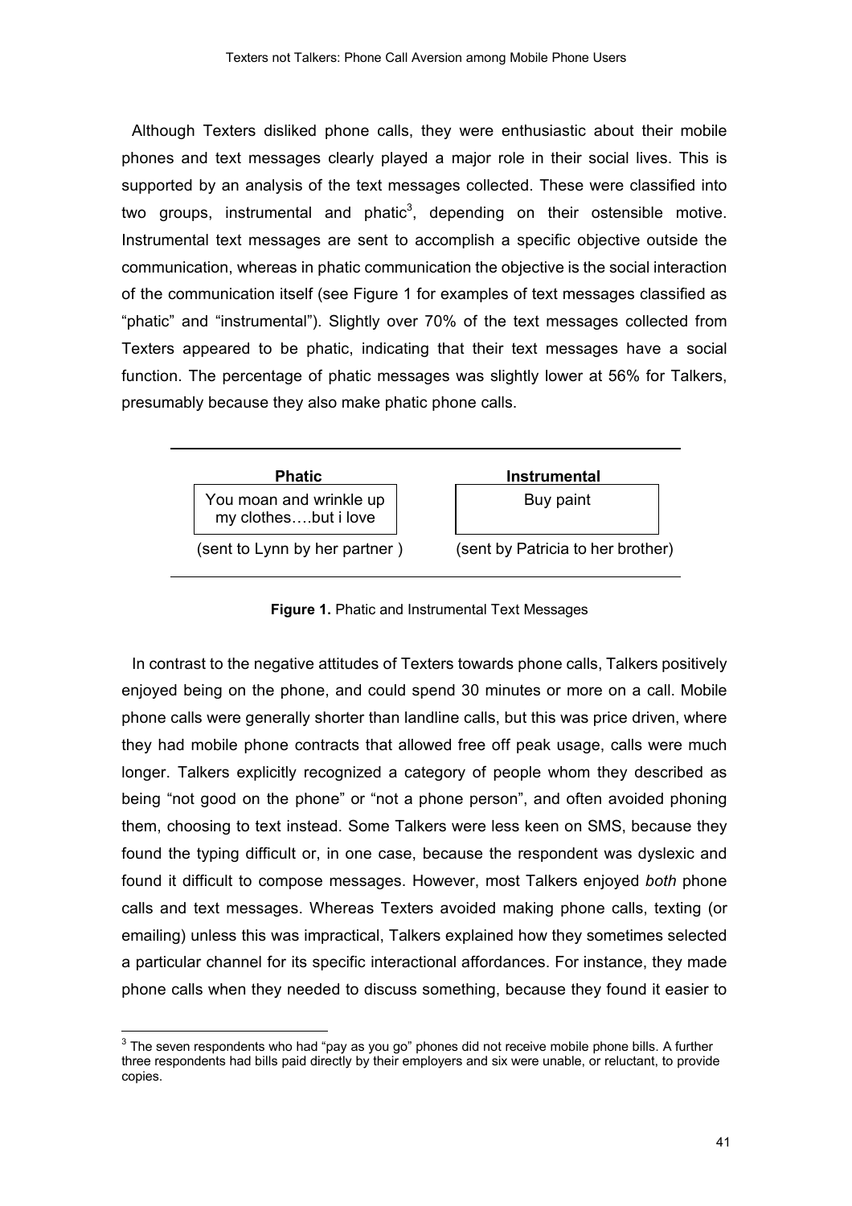Although Texters disliked phone calls, they were enthusiastic about their mobile phones and text messages clearly played a major role in their social lives. This is supported by an analysis of the text messages collected. These were classified into two groups, instrumental and phatic[3], depending on their ostensible motive. Instrumental text messages are sent to accomplish a specific objective outside the communication, whereas in phatic communication the objective is the social interaction of the communication itself (see Figure 1 for examples of text messages classified as "phatic" and "instrumental"). Slightly over 70% of the text messages collected from Texters appeared to be phatic, indicating that their text messages have a social function. The percentage of phatic messages was slightly lower at 56% for Talkers, presumably because they also make phatic phone calls.

| **Phatic** | **Instrumental** |
| --- | --- |
| You moan and wrinkle up my clothes….but i love | Buy paint |
| (sent to Lynn by her partner ) | (sent by Patricia to her brother) |

**Figure 1.** Phatic and Instrumental Text Messages

In contrast to the negative attitudes of Texters towards phone calls, Talkers positively enjoyed being on the phone, and could spend 30 minutes or more on a call. Mobile phone calls were generally shorter than landline calls, but this was price driven, where they had mobile phone contracts that allowed free off peak usage, calls were much longer. Talkers explicitly recognized a category of people whom they described as being "not good on the phone" or "not a phone person", and often avoided phoning them, choosing to text instead. Some Talkers were less keen on SMS, because they found the typing difficult or, in one case, because the respondent was dyslexic and found it difficult to compose messages. However, most Talkers enjoyed *both* phone calls and text messages. Whereas Texters avoided making phone calls, texting (or emailing) unless this was impractical, Talkers explained how they sometimes selected a particular channel for its specific interactional affordances. For instance, they made phone calls when they needed to discuss something, because they found it easier to

[3] The seven respondents who had "pay as you go" phones did not receive mobile phone bills. A further three respondents had bills paid directly by their employers and six were unable, or reluctant, to provide copies.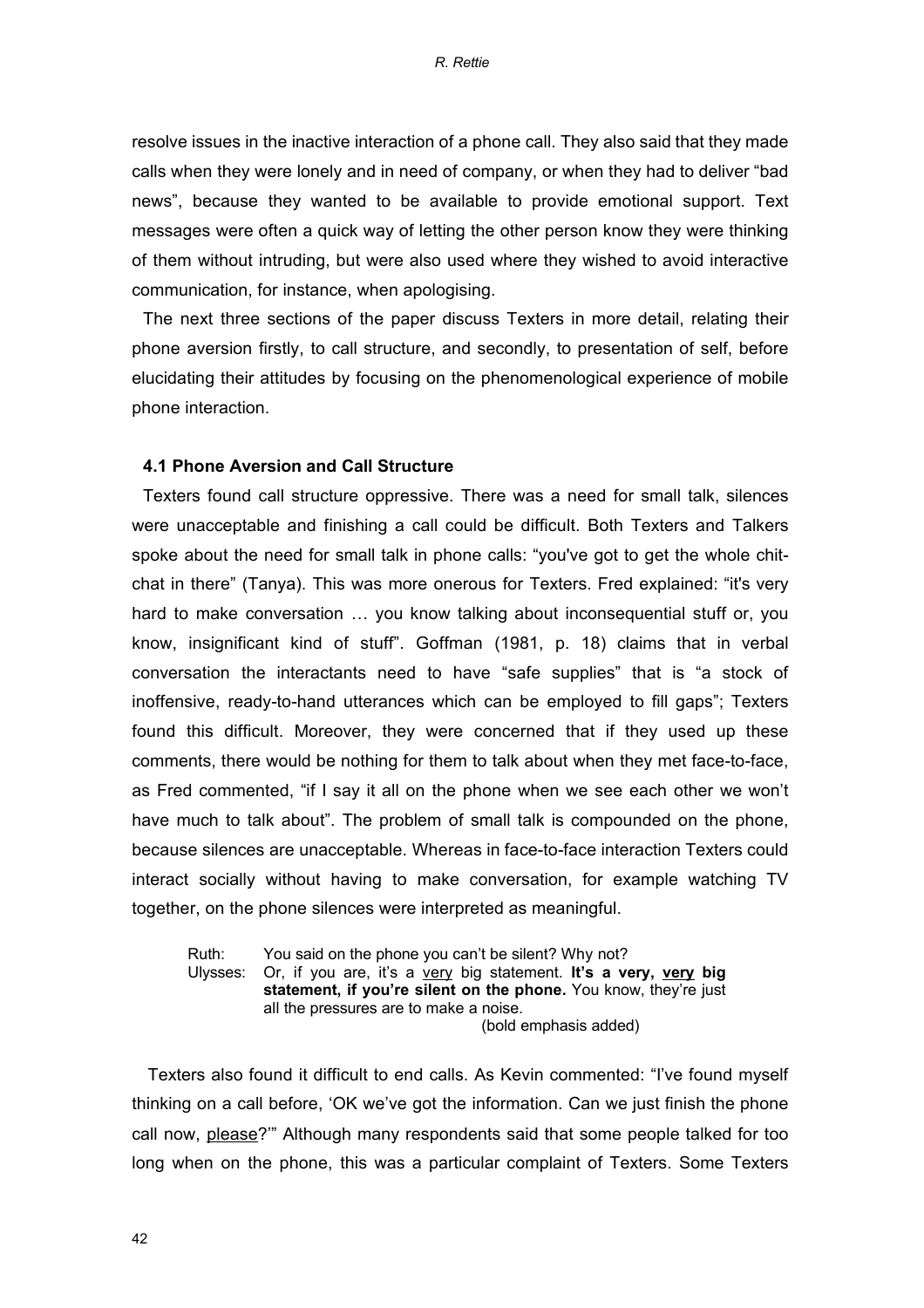resolve issues in the inactive interaction of a phone call. They also said that they made calls when they were lonely and in need of company, or when they had to deliver "bad news", because they wanted to be available to provide emotional support. Text messages were often a quick way of letting the other person know they were thinking of them without intruding, but were also used where they wished to avoid interactive communication, for instance, when apologising.

The next three sections of the paper discuss Texters in more detail, relating their phone aversion firstly, to call structure, and secondly, to presentation of self, before elucidating their attitudes by focusing on the phenomenological experience of mobile phone interaction.

### 4.1 Phone Aversion and Call Structure

Texters found call structure oppressive. There was a need for small talk, silences were unacceptable and finishing a call could be difficult. Both Texters and Talkers spoke about the need for small talk in phone calls: "you've got to get the whole chit-chat in there" (Tanya). This was more onerous for Texters. Fred explained: "it's very hard to make conversation … you know talking about inconsequential stuff or, you know, insignificant kind of stuff". Goffman (1981, p. 18) claims that in verbal conversation the interactants need to have "safe supplies" that is "a stock of inoffensive, ready-to-hand utterances which can be employed to fill gaps"; Texters found this difficult. Moreover, they were concerned that if they used up these comments, there would be nothing for them to talk about when they met face-to-face, as Fred commented, "if I say it all on the phone when we see each other we won't have much to talk about". The problem of small talk is compounded on the phone, because silences are unacceptable. Whereas in face-to-face interaction Texters could interact socially without having to make conversation, for example watching TV together, on the phone silences were interpreted as meaningful.

> Ruth: You said on the phone you can't be silent? Why not?
>
> Ulysses: Or, if you are, it's a <u>very</u> big statement. **It's a very, <u>very</u> big statement, if you're silent on the phone.** You know, they're just all the pressures are to make a noise.
>
> (bold emphasis added)

Texters also found it difficult to end calls. As Kevin commented: "I've found myself thinking on a call before, 'OK we've got the information. Can we just finish the phone call now, <u>please</u>?'" Although many respondents said that some people talked for too long when on the phone, this was a particular complaint of Texters. Some Texters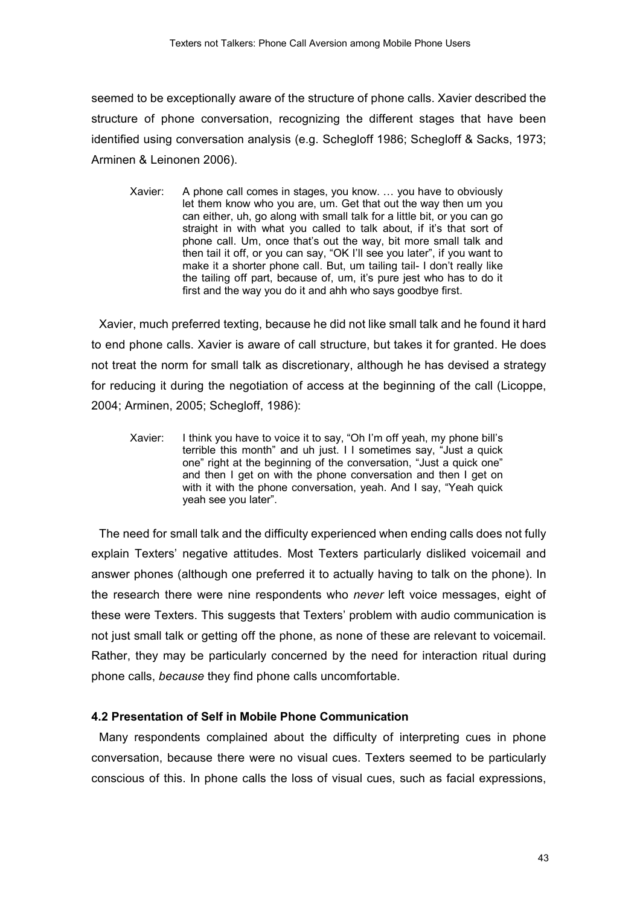seemed to be exceptionally aware of the structure of phone calls. Xavier described the structure of phone conversation, recognizing the different stages that have been identified using conversation analysis (e.g. Schegloff 1986; Schegloff & Sacks, 1973; Arminen & Leinonen 2006).

> Xavier: A phone call comes in stages, you know. … you have to obviously let them know who you are, um. Get that out the way then um you can either, uh, go along with small talk for a little bit, or you can go straight in with what you called to talk about, if it's that sort of phone call. Um, once that's out the way, bit more small talk and then tail it off, or you can say, "OK I'll see you later", if you want to make it a shorter phone call. But, um tailing tail- I don't really like the tailing off part, because of, um, it's pure jest who has to do it first and the way you do it and ahh who says goodbye first.

Xavier, much preferred texting, because he did not like small talk and he found it hard to end phone calls. Xavier is aware of call structure, but takes it for granted. He does not treat the norm for small talk as discretionary, although he has devised a strategy for reducing it during the negotiation of access at the beginning of the call (Licoppe, 2004; Arminen, 2005; Schegloff, 1986):

> Xavier: I think you have to voice it to say, "Oh I'm off yeah, my phone bill's terrible this month" and uh just. I I sometimes say, "Just a quick one" right at the beginning of the conversation, "Just a quick one" and then I get on with the phone conversation and then I get on with it with the phone conversation, yeah. And I say, "Yeah quick yeah see you later".

The need for small talk and the difficulty experienced when ending calls does not fully explain Texters' negative attitudes. Most Texters particularly disliked voicemail and answer phones (although one preferred it to actually having to talk on the phone). In the research there were nine respondents who *never* left voice messages, eight of these were Texters. This suggests that Texters' problem with audio communication is not just small talk or getting off the phone, as none of these are relevant to voicemail. Rather, they may be particularly concerned by the need for interaction ritual during phone calls, *because* they find phone calls uncomfortable.

### 4.2 Presentation of Self in Mobile Phone Communication

Many respondents complained about the difficulty of interpreting cues in phone conversation, because there were no visual cues. Texters seemed to be particularly conscious of this. In phone calls the loss of visual cues, such as facial expressions,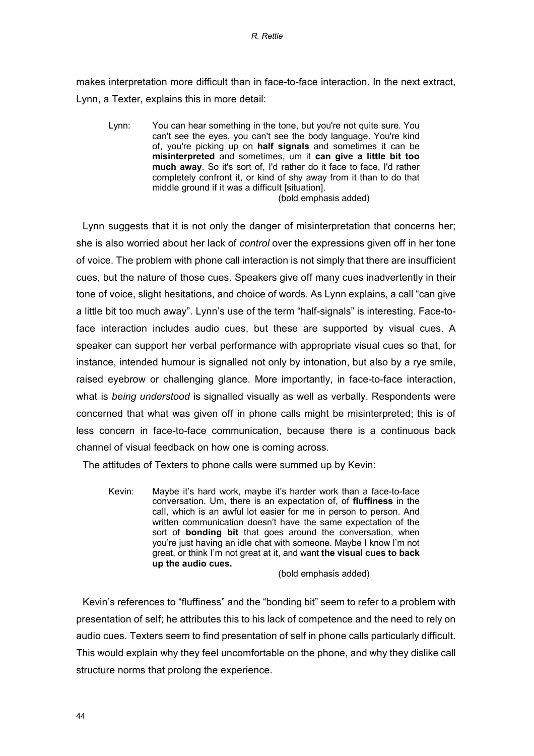makes interpretation more difficult than in face-to-face interaction. In the next extract, Lynn, a Texter, explains this in more detail:

> Lynn: You can hear something in the tone, but you're not quite sure. You can't see the eyes, you can't see the body language. You're kind of, you're picking up on **half signals** and sometimes it can be **misinterpreted** and sometimes, um it **can give a little bit too much away**. So it's sort of, I'd rather do it face to face, I'd rather completely confront it, or kind of shy away from it than to do that middle ground if it was a difficult [situation].
>
> (bold emphasis added)

Lynn suggests that it is not only the danger of misinterpretation that concerns her; she is also worried about her lack of *control* over the expressions given off in her tone of voice. The problem with phone call interaction is not simply that there are insufficient cues, but the nature of those cues. Speakers give off many cues inadvertently in their tone of voice, slight hesitations, and choice of words. As Lynn explains, a call "can give a little bit too much away". Lynn's use of the term "half-signals" is interesting. Face-to-face interaction includes audio cues, but these are supported by visual cues. A speaker can support her verbal performance with appropriate visual cues so that, for instance, intended humour is signalled not only by intonation, but also by a rye smile, raised eyebrow or challenging glance. More importantly, in face-to-face interaction, what is *being understood* is signalled visually as well as verbally. Respondents were concerned that what was given off in phone calls might be misinterpreted; this is of less concern in face-to-face communication, because there is a continuous back channel of visual feedback on how one is coming across.

The attitudes of Texters to phone calls were summed up by Kevin:

> Kevin: Maybe it's hard work, maybe it's harder work than a face-to-face conversation. Um, there is an expectation of, of **fluffiness** in the call, which is an awful lot easier for me in person to person. And written communication doesn't have the same expectation of the sort of **bonding bit** that goes around the conversation, when you're just having an idle chat with someone. Maybe I know I'm not great, or think I'm not great at it, and want **the visual cues to back up the audio cues.**
>
> (bold emphasis added)

Kevin's references to "fluffiness" and the "bonding bit" seem to refer to a problem with presentation of self; he attributes this to his lack of competence and the need to rely on audio cues. Texters seem to find presentation of self in phone calls particularly difficult. This would explain why they feel uncomfortable on the phone, and why they dislike call structure norms that prolong the experience.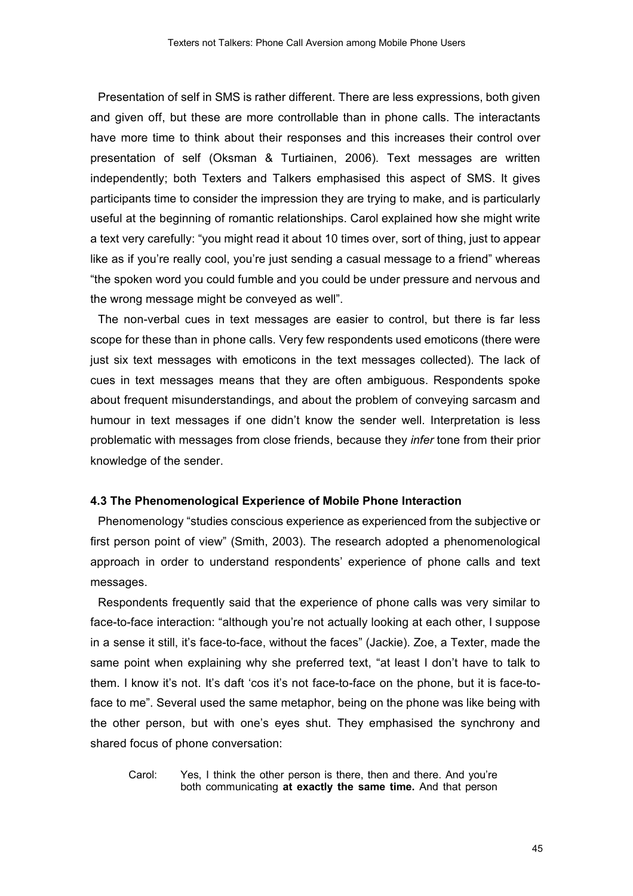Presentation of self in SMS is rather different. There are less expressions, both given and given off, but these are more controllable than in phone calls. The interactants have more time to think about their responses and this increases their control over presentation of self (Oksman & Turtiainen, 2006). Text messages are written independently; both Texters and Talkers emphasised this aspect of SMS. It gives participants time to consider the impression they are trying to make, and is particularly useful at the beginning of romantic relationships. Carol explained how she might write a text very carefully: "you might read it about 10 times over, sort of thing, just to appear like as if you're really cool, you're just sending a casual message to a friend" whereas "the spoken word you could fumble and you could be under pressure and nervous and the wrong message might be conveyed as well".

The non-verbal cues in text messages are easier to control, but there is far less scope for these than in phone calls. Very few respondents used emoticons (there were just six text messages with emoticons in the text messages collected). The lack of cues in text messages means that they are often ambiguous. Respondents spoke about frequent misunderstandings, and about the problem of conveying sarcasm and humour in text messages if one didn't know the sender well. Interpretation is less problematic with messages from close friends, because they *infer* tone from their prior knowledge of the sender.

### 4.3 The Phenomenological Experience of Mobile Phone Interaction

Phenomenology "studies conscious experience as experienced from the subjective or first person point of view" (Smith, 2003). The research adopted a phenomenological approach in order to understand respondents' experience of phone calls and text messages.

Respondents frequently said that the experience of phone calls was very similar to face-to-face interaction: "although you're not actually looking at each other, I suppose in a sense it still, it's face-to-face, without the faces" (Jackie). Zoe, a Texter, made the same point when explaining why she preferred text, "at least I don't have to talk to them. I know it's not. It's daft 'cos it's not face-to-face on the phone, but it is face-to-face to me". Several used the same metaphor, being on the phone was like being with the other person, but with one's eyes shut. They emphasised the synchrony and shared focus of phone conversation:

> Carol: Yes, I think the other person is there, then and there. And you're both communicating **at exactly the same time.** And that person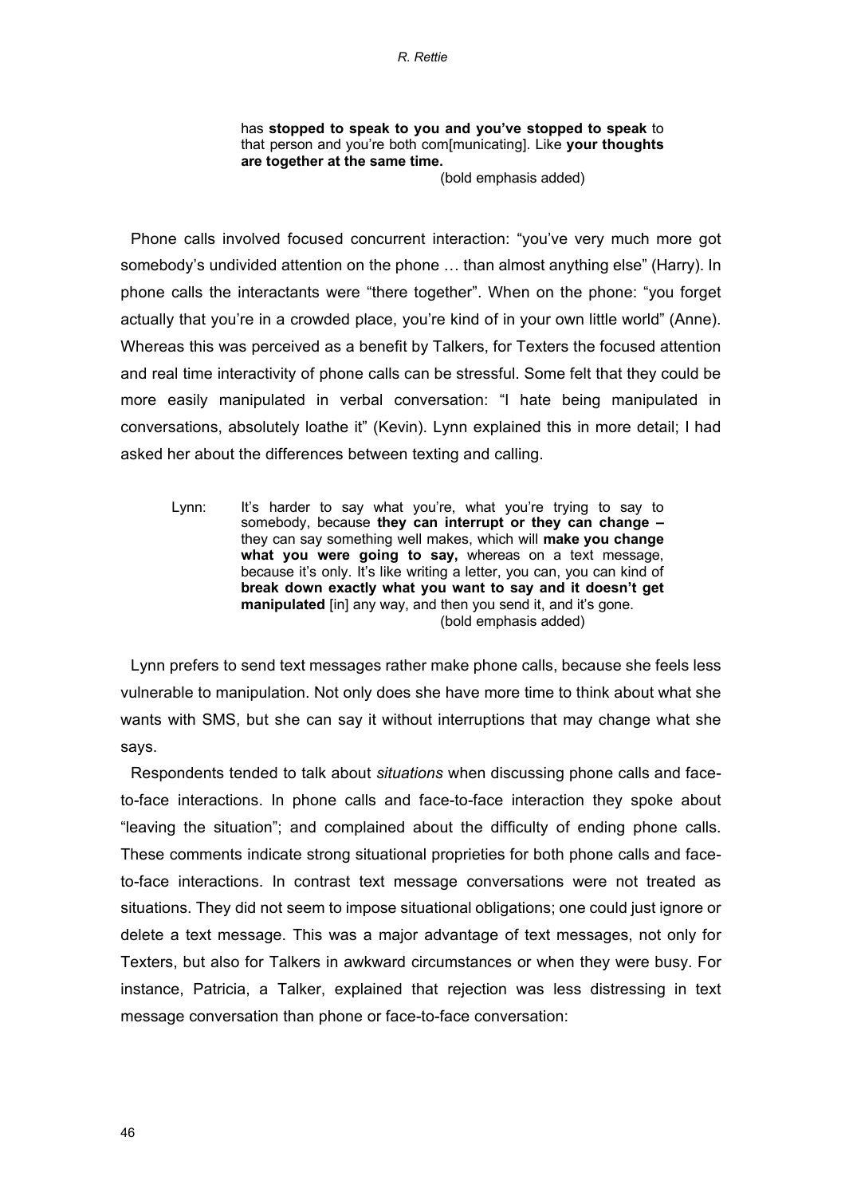> has **stopped to speak to you and you've stopped to speak** to that person and you're both com[municating]. Like **your thoughts are together at the same time.**
> (bold emphasis added)

Phone calls involved focused concurrent interaction: "you've very much more got somebody's undivided attention on the phone … than almost anything else" (Harry). In phone calls the interactants were "there together". When on the phone: "you forget actually that you're in a crowded place, you're kind of in your own little world" (Anne). Whereas this was perceived as a benefit by Talkers, for Texters the focused attention and real time interactivity of phone calls can be stressful. Some felt that they could be more easily manipulated in verbal conversation: "I hate being manipulated in conversations, absolutely loathe it" (Kevin). Lynn explained this in more detail; I had asked her about the differences between texting and calling.

> Lynn: It's harder to say what you're, what you're trying to say to somebody, because **they can interrupt or they can change –** they can say something well makes, which will **make you change what you were going to say,** whereas on a text message, because it's only. It's like writing a letter, you can, you can kind of **break down exactly what you want to say and it doesn't get manipulated** [in] any way, and then you send it, and it's gone.
> (bold emphasis added)

Lynn prefers to send text messages rather make phone calls, because she feels less vulnerable to manipulation. Not only does she have more time to think about what she wants with SMS, but she can say it without interruptions that may change what she says.

Respondents tended to talk about *situations* when discussing phone calls and face-to-face interactions. In phone calls and face-to-face interaction they spoke about "leaving the situation"; and complained about the difficulty of ending phone calls. These comments indicate strong situational proprieties for both phone calls and face-to-face interactions. In contrast text message conversations were not treated as situations. They did not seem to impose situational obligations; one could just ignore or delete a text message. This was a major advantage of text messages, not only for Texters, but also for Talkers in awkward circumstances or when they were busy. For instance, Patricia, a Talker, explained that rejection was less distressing in text message conversation than phone or face-to-face conversation: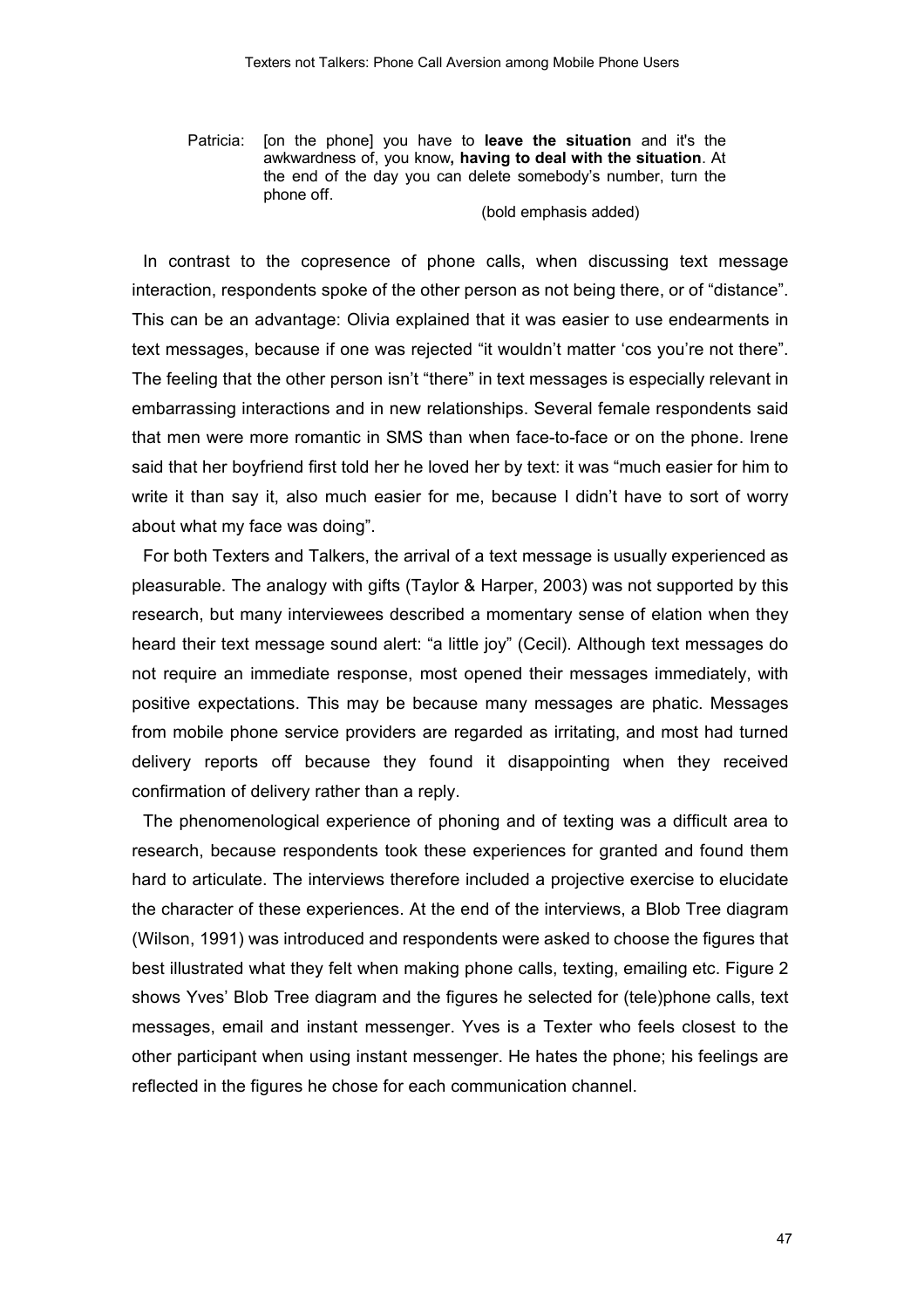> Patricia: [on the phone] you have to **leave the situation** and it's the awkwardness of, you know**, having to deal with the situation**. At the end of the day you can delete somebody's number, turn the phone off.
>
> (bold emphasis added)

In contrast to the copresence of phone calls, when discussing text message interaction, respondents spoke of the other person as not being there, or of "distance". This can be an advantage: Olivia explained that it was easier to use endearments in text messages, because if one was rejected "it wouldn't matter 'cos you're not there". The feeling that the other person isn't "there" in text messages is especially relevant in embarrassing interactions and in new relationships. Several female respondents said that men were more romantic in SMS than when face-to-face or on the phone. Irene said that her boyfriend first told her he loved her by text: it was "much easier for him to write it than say it, also much easier for me, because I didn't have to sort of worry about what my face was doing".

For both Texters and Talkers, the arrival of a text message is usually experienced as pleasurable. The analogy with gifts (Taylor & Harper, 2003) was not supported by this research, but many interviewees described a momentary sense of elation when they heard their text message sound alert: "a little joy" (Cecil). Although text messages do not require an immediate response, most opened their messages immediately, with positive expectations. This may be because many messages are phatic. Messages from mobile phone service providers are regarded as irritating, and most had turned delivery reports off because they found it disappointing when they received confirmation of delivery rather than a reply.

The phenomenological experience of phoning and of texting was a difficult area to research, because respondents took these experiences for granted and found them hard to articulate. The interviews therefore included a projective exercise to elucidate the character of these experiences. At the end of the interviews, a Blob Tree diagram (Wilson, 1991) was introduced and respondents were asked to choose the figures that best illustrated what they felt when making phone calls, texting, emailing etc. Figure 2 shows Yves' Blob Tree diagram and the figures he selected for (tele)phone calls, text messages, email and instant messenger. Yves is a Texter who feels closest to the other participant when using instant messenger. He hates the phone; his feelings are reflected in the figures he chose for each communication channel.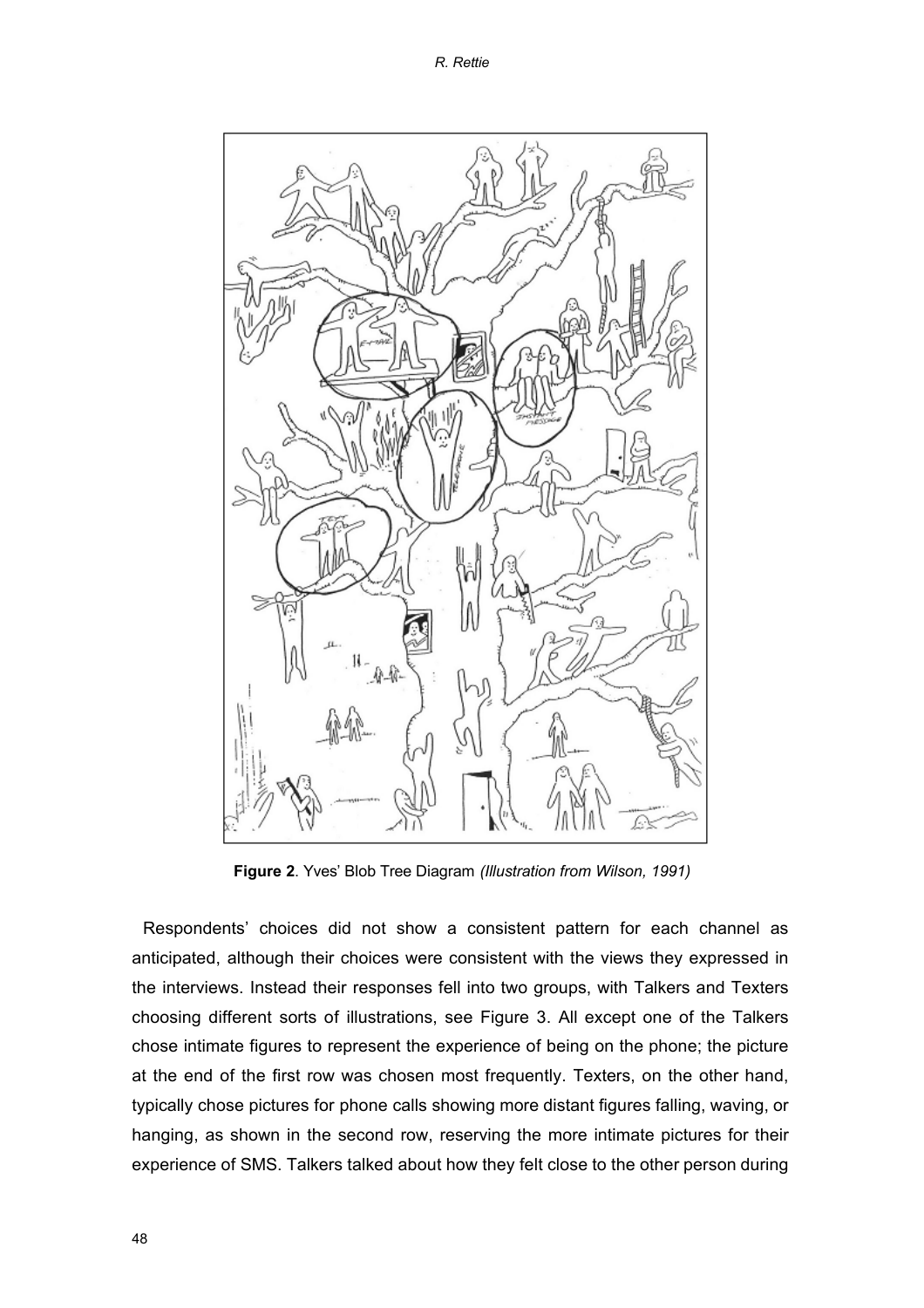**Figure 2**. Yves' Blob Tree Diagram *(Illustration from Wilson, 1991)*

Respondents' choices did not show a consistent pattern for each channel as anticipated, although their choices were consistent with the views they expressed in the interviews. Instead their responses fell into two groups, with Talkers and Texters choosing different sorts of illustrations, see Figure 3. All except one of the Talkers chose intimate figures to represent the experience of being on the phone; the picture at the end of the first row was chosen most frequently. Texters, on the other hand, typically chose pictures for phone calls showing more distant figures falling, waving, or hanging, as shown in the second row, reserving the more intimate pictures for their experience of SMS. Talkers talked about how they felt close to the other person during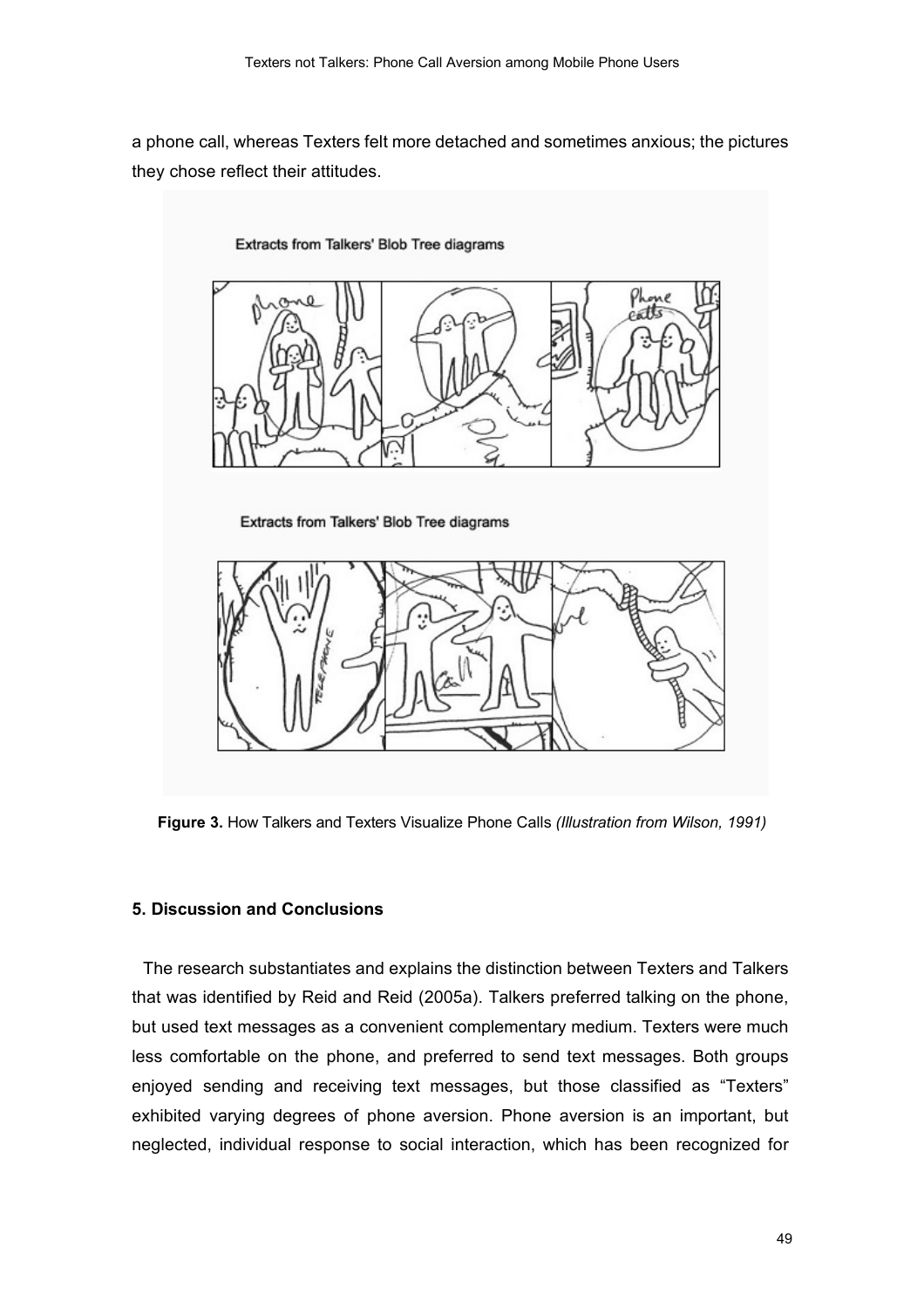a phone call, whereas Texters felt more detached and sometimes anxious; the pictures they chose reflect their attitudes.

Extracts from Talkers' Blob Tree diagrams

Extracts from Talkers' Blob Tree diagrams

**Figure 3.** How Talkers and Texters Visualize Phone Calls *(Illustration from Wilson, 1991)*

### 5. Discussion and Conclusions

The research substantiates and explains the distinction between Texters and Talkers that was identified by Reid and Reid (2005a). Talkers preferred talking on the phone, but used text messages as a convenient complementary medium. Texters were much less comfortable on the phone, and preferred to send text messages. Both groups enjoyed sending and receiving text messages, but those classified as "Texters" exhibited varying degrees of phone aversion. Phone aversion is an important, but neglected, individual response to social interaction, which has been recognized for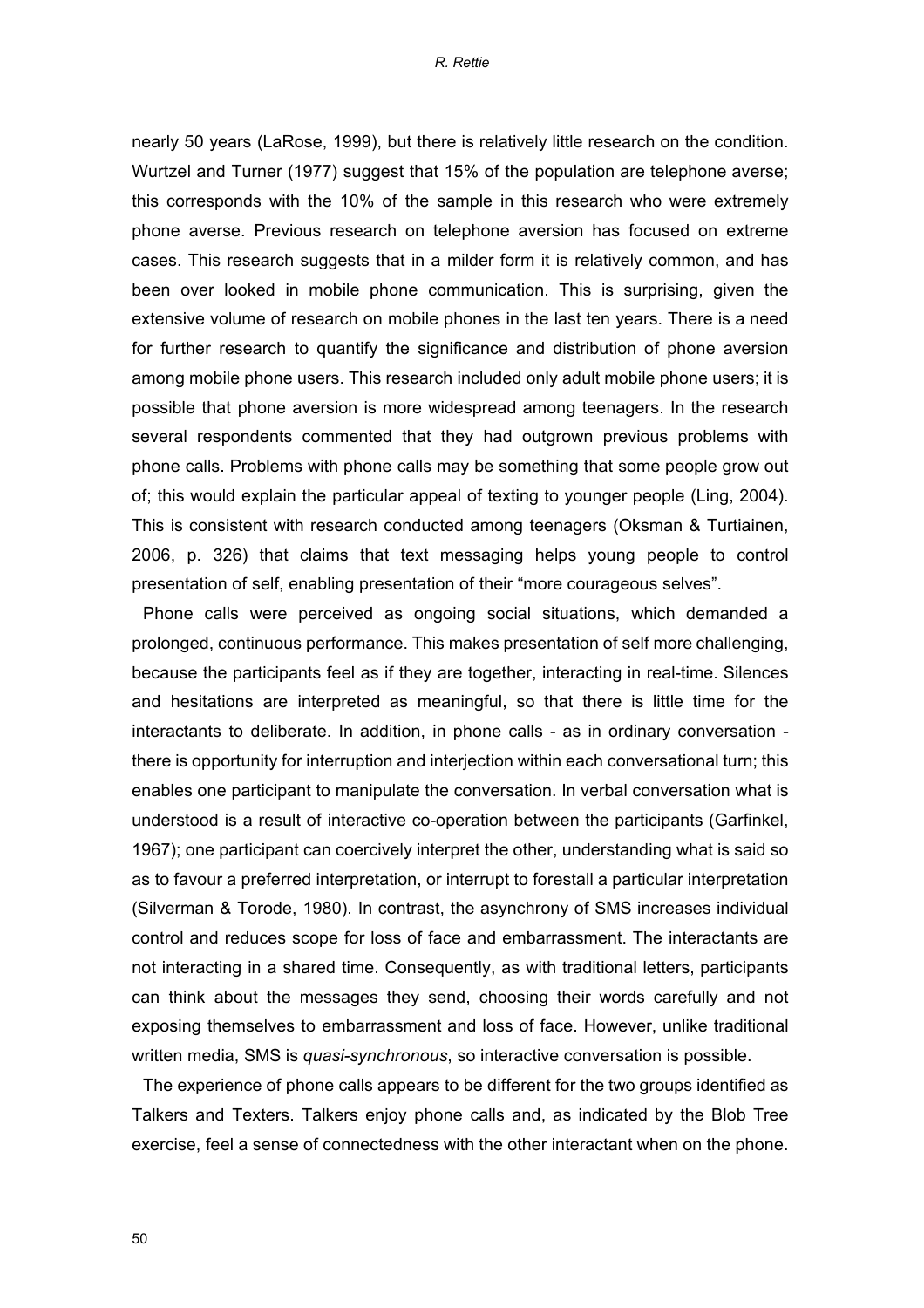nearly 50 years (LaRose, 1999), but there is relatively little research on the condition. Wurtzel and Turner (1977) suggest that 15% of the population are telephone averse; this corresponds with the 10% of the sample in this research who were extremely phone averse. Previous research on telephone aversion has focused on extreme cases. This research suggests that in a milder form it is relatively common, and has been over looked in mobile phone communication. This is surprising, given the extensive volume of research on mobile phones in the last ten years. There is a need for further research to quantify the significance and distribution of phone aversion among mobile phone users. This research included only adult mobile phone users; it is possible that phone aversion is more widespread among teenagers. In the research several respondents commented that they had outgrown previous problems with phone calls. Problems with phone calls may be something that some people grow out of; this would explain the particular appeal of texting to younger people (Ling, 2004). This is consistent with research conducted among teenagers (Oksman & Turtiainen, 2006, p. 326) that claims that text messaging helps young people to control presentation of self, enabling presentation of their "more courageous selves".

Phone calls were perceived as ongoing social situations, which demanded a prolonged, continuous performance. This makes presentation of self more challenging, because the participants feel as if they are together, interacting in real-time. Silences and hesitations are interpreted as meaningful, so that there is little time for the interactants to deliberate. In addition, in phone calls - as in ordinary conversation - there is opportunity for interruption and interjection within each conversational turn; this enables one participant to manipulate the conversation. In verbal conversation what is understood is a result of interactive co-operation between the participants (Garfinkel, 1967); one participant can coercively interpret the other, understanding what is said so as to favour a preferred interpretation, or interrupt to forestall a particular interpretation (Silverman & Torode, 1980). In contrast, the asynchrony of SMS increases individual control and reduces scope for loss of face and embarrassment. The interactants are not interacting in a shared time. Consequently, as with traditional letters, participants can think about the messages they send, choosing their words carefully and not exposing themselves to embarrassment and loss of face. However, unlike traditional written media, SMS is *quasi-synchronous*, so interactive conversation is possible.

The experience of phone calls appears to be different for the two groups identified as Talkers and Texters. Talkers enjoy phone calls and, as indicated by the Blob Tree exercise, feel a sense of connectedness with the other interactant when on the phone.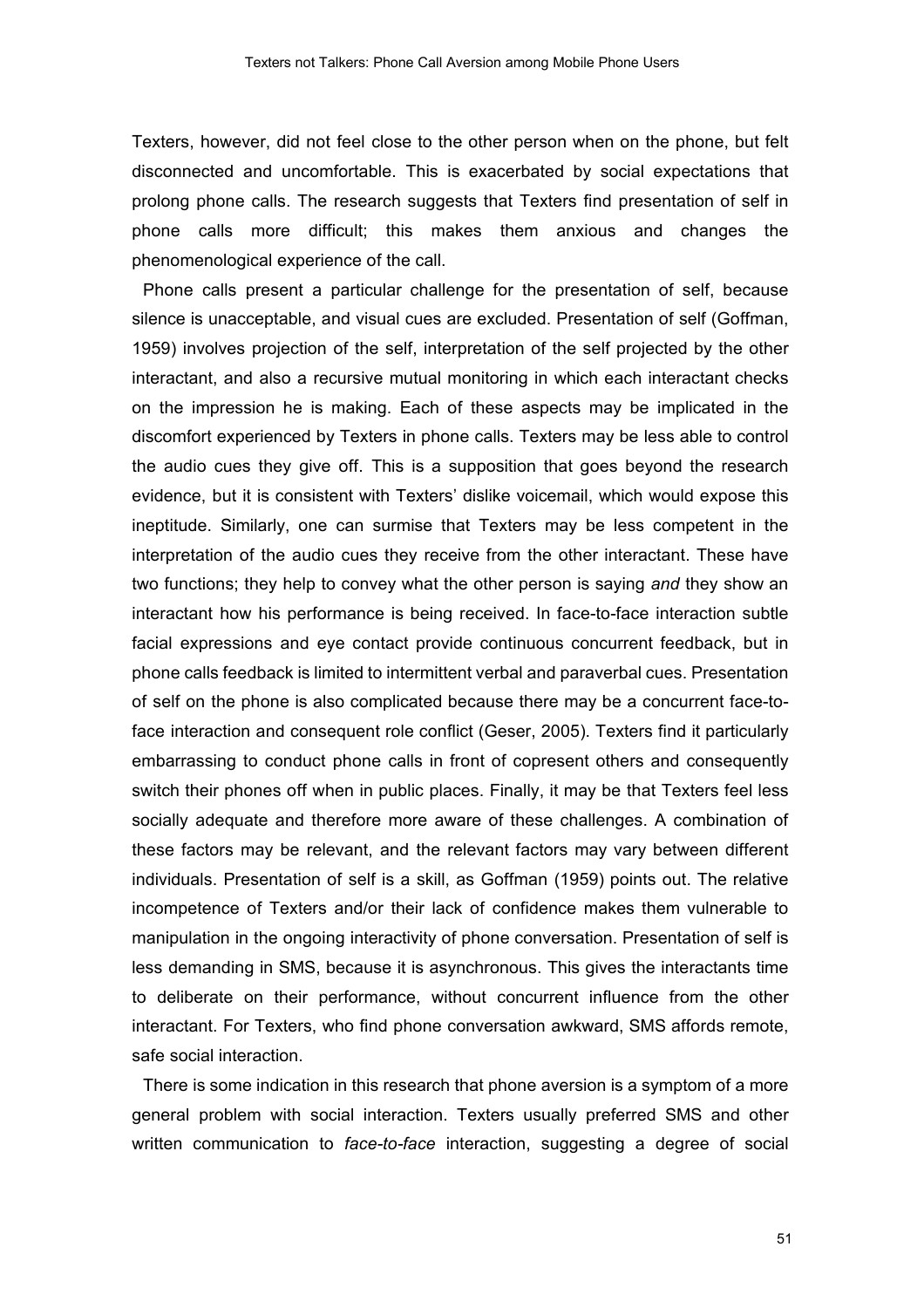Texters, however, did not feel close to the other person when on the phone, but felt disconnected and uncomfortable. This is exacerbated by social expectations that prolong phone calls. The research suggests that Texters find presentation of self in phone calls more difficult; this makes them anxious and changes the phenomenological experience of the call.

Phone calls present a particular challenge for the presentation of self, because silence is unacceptable, and visual cues are excluded. Presentation of self (Goffman, 1959) involves projection of the self, interpretation of the self projected by the other interactant, and also a recursive mutual monitoring in which each interactant checks on the impression he is making. Each of these aspects may be implicated in the discomfort experienced by Texters in phone calls. Texters may be less able to control the audio cues they give off. This is a supposition that goes beyond the research evidence, but it is consistent with Texters' dislike voicemail, which would expose this ineptitude. Similarly, one can surmise that Texters may be less competent in the interpretation of the audio cues they receive from the other interactant. These have two functions; they help to convey what the other person is saying *and* they show an interactant how his performance is being received. In face-to-face interaction subtle facial expressions and eye contact provide continuous concurrent feedback, but in phone calls feedback is limited to intermittent verbal and paraverbal cues. Presentation of self on the phone is also complicated because there may be a concurrent face-to-face interaction and consequent role conflict (Geser, 2005). Texters find it particularly embarrassing to conduct phone calls in front of copresent others and consequently switch their phones off when in public places. Finally, it may be that Texters feel less socially adequate and therefore more aware of these challenges. A combination of these factors may be relevant, and the relevant factors may vary between different individuals. Presentation of self is a skill, as Goffman (1959) points out. The relative incompetence of Texters and/or their lack of confidence makes them vulnerable to manipulation in the ongoing interactivity of phone conversation. Presentation of self is less demanding in SMS, because it is asynchronous. This gives the interactants time to deliberate on their performance, without concurrent influence from the other interactant. For Texters, who find phone conversation awkward, SMS affords remote, safe social interaction.

There is some indication in this research that phone aversion is a symptom of a more general problem with social interaction. Texters usually preferred SMS and other written communication to *face-to-face* interaction, suggesting a degree of social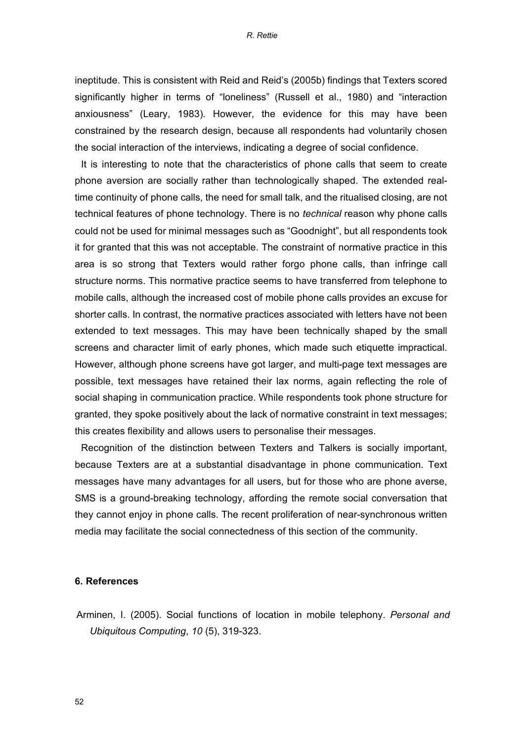ineptitude. This is consistent with Reid and Reid's (2005b) findings that Texters scored significantly higher in terms of "loneliness" (Russell et al., 1980) and "interaction anxiousness" (Leary, 1983). However, the evidence for this may have been constrained by the research design, because all respondents had voluntarily chosen the social interaction of the interviews, indicating a degree of social confidence.

It is interesting to note that the characteristics of phone calls that seem to create phone aversion are socially rather than technologically shaped. The extended real-time continuity of phone calls, the need for small talk, and the ritualised closing, are not technical features of phone technology. There is no *technical* reason why phone calls could not be used for minimal messages such as "Goodnight", but all respondents took it for granted that this was not acceptable. The constraint of normative practice in this area is so strong that Texters would rather forgo phone calls, than infringe call structure norms. This normative practice seems to have transferred from telephone to mobile calls, although the increased cost of mobile phone calls provides an excuse for shorter calls. In contrast, the normative practices associated with letters have not been extended to text messages. This may have been technically shaped by the small screens and character limit of early phones, which made such etiquette impractical. However, although phone screens have got larger, and multi-page text messages are possible, text messages have retained their lax norms, again reflecting the role of social shaping in communication practice. While respondents took phone structure for granted, they spoke positively about the lack of normative constraint in text messages; this creates flexibility and allows users to personalise their messages.

Recognition of the distinction between Texters and Talkers is socially important, because Texters are at a substantial disadvantage in phone communication. Text messages have many advantages for all users, but for those who are phone averse, SMS is a ground-breaking technology, affording the remote social conversation that they cannot enjoy in phone calls. The recent proliferation of near-synchronous written media may facilitate the social connectedness of this section of the community.

## 6. References

Arminen, I. (2005). Social functions of location in mobile telephony. *Personal and Ubiquitous Computing*, *10* (5), 319-323.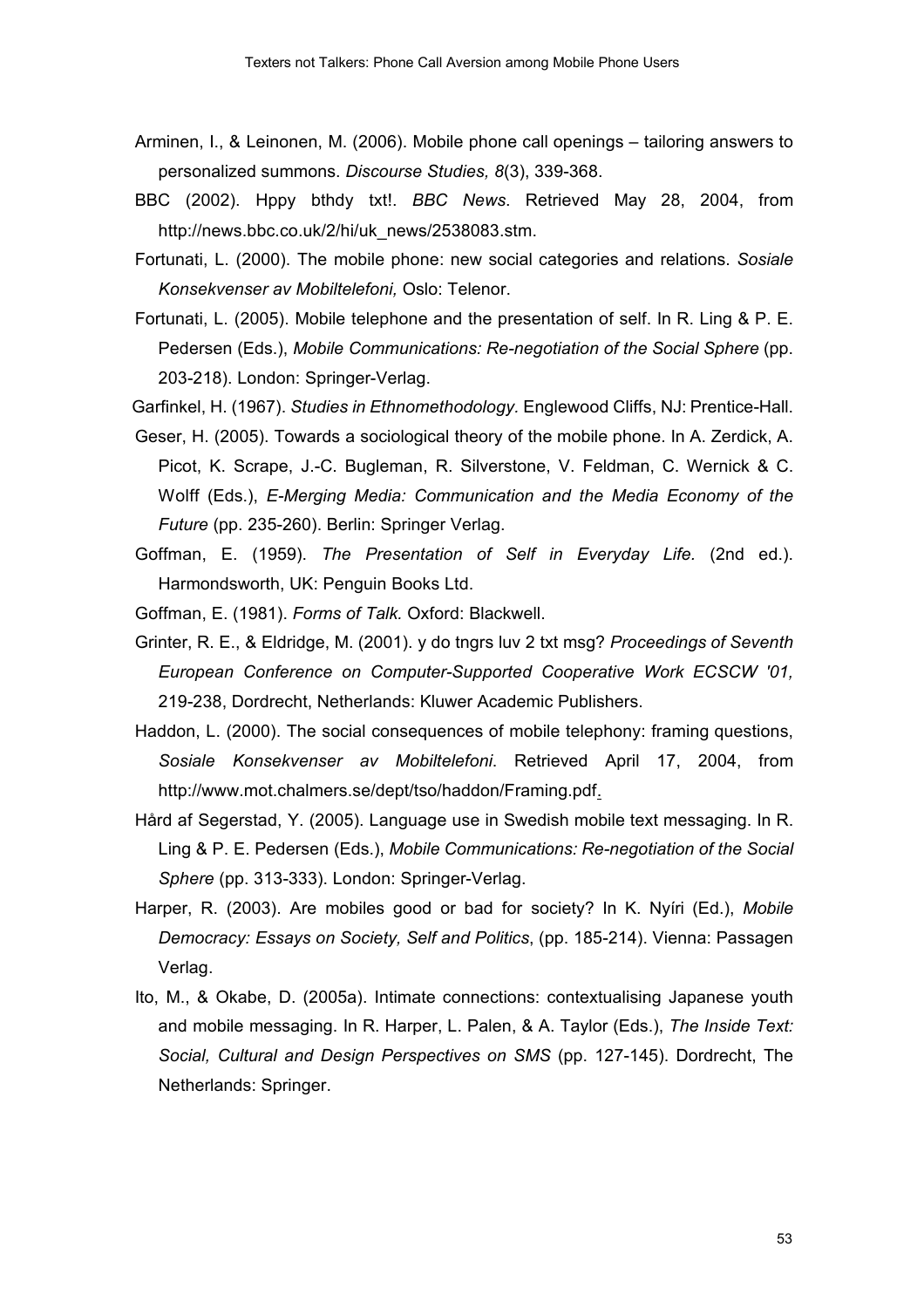Arminen, I., & Leinonen, M. (2006). Mobile phone call openings – tailoring answers to personalized summons. *Discourse Studies, 8*(3), 339-368.

BBC (2002). Hppy bthdy txt!. *BBC News*. Retrieved May 28, 2004, from http://news.bbc.co.uk/2/hi/uk_news/2538083.stm.

Fortunati, L. (2000). The mobile phone: new social categories and relations. *Sosiale Konsekvenser av Mobiltelefoni,* Oslo: Telenor.

Fortunati, L. (2005). Mobile telephone and the presentation of self. In R. Ling & P. E. Pedersen (Eds.), *Mobile Communications: Re-negotiation of the Social Sphere* (pp. 203-218). London: Springer-Verlag.

Garfinkel, H. (1967). *Studies in Ethnomethodology.* Englewood Cliffs, NJ: Prentice-Hall.

Geser, H. (2005). Towards a sociological theory of the mobile phone. In A. Zerdick, A. Picot, K. Scrape, J.-C. Bugleman, R. Silverstone, V. Feldman, C. Wernick & C. Wolff (Eds.), *E-Merging Media: Communication and the Media Economy of the Future* (pp. 235-260). Berlin: Springer Verlag.

Goffman, E. (1959). *The Presentation of Self in Everyday Life.* (2nd ed.). Harmondsworth, UK: Penguin Books Ltd.

Goffman, E. (1981). *Forms of Talk.* Oxford: Blackwell.

Grinter, R. E., & Eldridge, M. (2001). y do tngrs luv 2 txt msg? *Proceedings of Seventh European Conference on Computer-Supported Cooperative Work ECSCW '01,* 219-238, Dordrecht, Netherlands: Kluwer Academic Publishers.

Haddon, L. (2000). The social consequences of mobile telephony: framing questions, *Sosiale Konsekvenser av Mobiltelefoni*. Retrieved April 17, 2004, from http://www.mot.chalmers.se/dept/tso/haddon/Framing.pdf.

Hård af Segerstad, Y. (2005). Language use in Swedish mobile text messaging. In R. Ling & P. E. Pedersen (Eds.), *Mobile Communications: Re-negotiation of the Social Sphere* (pp. 313-333). London: Springer-Verlag.

Harper, R. (2003). Are mobiles good or bad for society? In K. Nyíri (Ed.), *Mobile Democracy: Essays on Society, Self and Politics*, (pp. 185-214). Vienna: Passagen Verlag.

Ito, M., & Okabe, D. (2005a). Intimate connections: contextualising Japanese youth and mobile messaging. In R. Harper, L. Palen, & A. Taylor (Eds.), *The Inside Text: Social, Cultural and Design Perspectives on SMS* (pp. 127-145). Dordrecht, The Netherlands: Springer.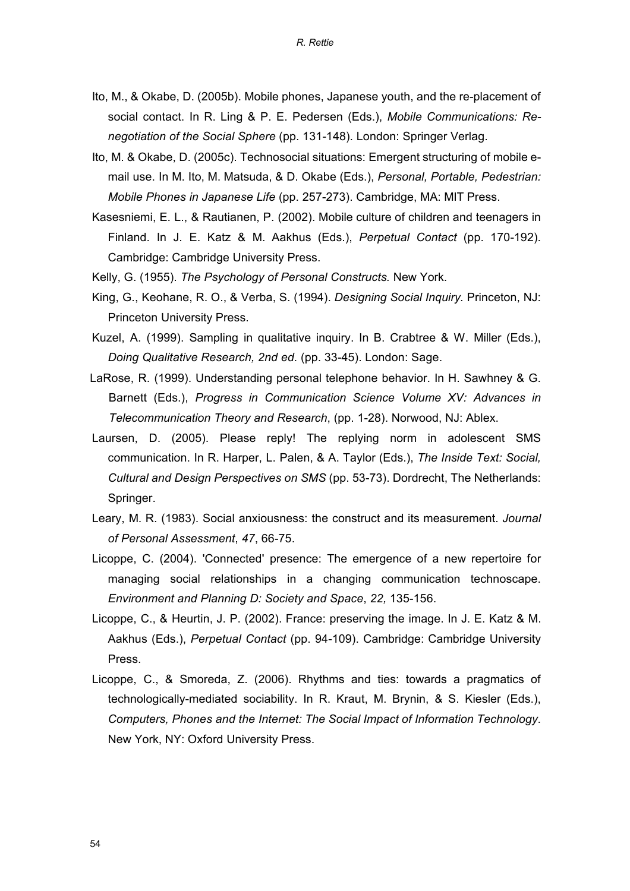Ito, M., & Okabe, D. (2005b). Mobile phones, Japanese youth, and the re-placement of social contact. In R. Ling & P. E. Pedersen (Eds.), *Mobile Communications: Re-negotiation of the Social Sphere* (pp. 131-148). London: Springer Verlag.

Ito, M. & Okabe, D. (2005c). Technosocial situations: Emergent structuring of mobile e-mail use. In M. Ito, M. Matsuda, & D. Okabe (Eds.), *Personal, Portable, Pedestrian: Mobile Phones in Japanese Life* (pp. 257-273). Cambridge, MA: MIT Press.

Kasesniemi, E. L., & Rautianen, P. (2002). Mobile culture of children and teenagers in Finland. In J. E. Katz & M. Aakhus (Eds.), *Perpetual Contact* (pp. 170-192). Cambridge: Cambridge University Press.

Kelly, G. (1955). *The Psychology of Personal Constructs.* New York.

King, G., Keohane, R. O., & Verba, S. (1994). *Designing Social Inquiry.* Princeton, NJ: Princeton University Press.

Kuzel, A. (1999). Sampling in qualitative inquiry. In B. Crabtree & W. Miller (Eds.), *Doing Qualitative Research, 2nd ed.* (pp. 33-45). London: Sage.

LaRose, R. (1999). Understanding personal telephone behavior. In H. Sawhney & G. Barnett (Eds.), *Progress in Communication Science Volume XV: Advances in Telecommunication Theory and Research*, (pp. 1-28). Norwood, NJ: Ablex.

Laursen, D. (2005). Please reply! The replying norm in adolescent SMS communication. In R. Harper, L. Palen, & A. Taylor (Eds.), *The Inside Text: Social, Cultural and Design Perspectives on SMS* (pp. 53-73). Dordrecht, The Netherlands: Springer.

Leary, M. R. (1983). Social anxiousness: the construct and its measurement. *Journal of Personal Assessment*, *47*, 66-75.

Licoppe, C. (2004). 'Connected' presence: The emergence of a new repertoire for managing social relationships in a changing communication technoscape. *Environment and Planning D: Society and Space*, *22,* 135-156.

Licoppe, C., & Heurtin, J. P. (2002). France: preserving the image. In J. E. Katz & M. Aakhus (Eds.), *Perpetual Contact* (pp. 94-109). Cambridge: Cambridge University Press.

Licoppe, C., & Smoreda, Z. (2006). Rhythms and ties: towards a pragmatics of technologically-mediated sociability. In R. Kraut, M. Brynin, & S. Kiesler (Eds.), *Computers, Phones and the Internet: The Social Impact of Information Technology*. New York, NY: Oxford University Press.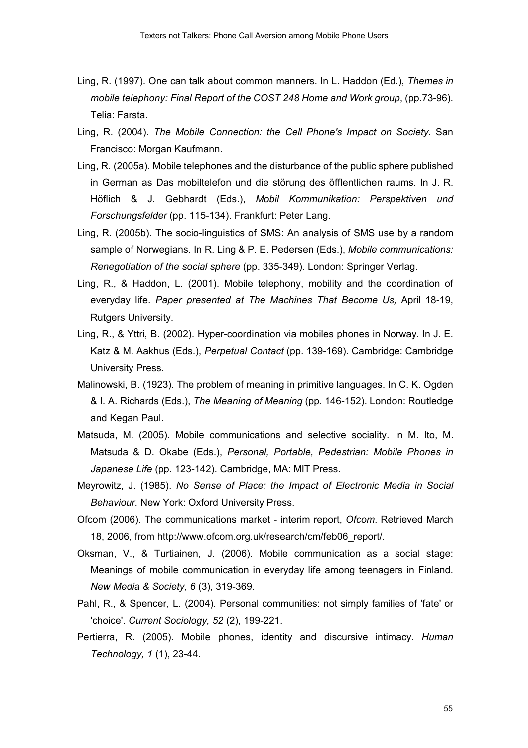Ling, R. (1997). One can talk about common manners. In L. Haddon (Ed.), *Themes in mobile telephony: Final Report of the COST 248 Home and Work group*, (pp.73-96). Telia: Farsta.

Ling, R. (2004). *The Mobile Connection: the Cell Phone's Impact on Society.* San Francisco: Morgan Kaufmann.

Ling, R. (2005a). Mobile telephones and the disturbance of the public sphere published in German as Das mobiltelefon und die störung des öfflentlichen raums. In J. R. Höflich & J. Gebhardt (Eds.), *Mobil Kommunikation: Perspektiven und Forschungsfelder* (pp. 115-134). Frankfurt: Peter Lang.

Ling, R. (2005b). The socio-linguistics of SMS: An analysis of SMS use by a random sample of Norwegians. In R. Ling & P. E. Pedersen (Eds.), *Mobile communications: Renegotiation of the social sphere* (pp. 335-349). London: Springer Verlag.

Ling, R., & Haddon, L. (2001). Mobile telephony, mobility and the coordination of everyday life. *Paper presented at The Machines That Become Us,* April 18-19, Rutgers University.

Ling, R., & Yttri, B. (2002). Hyper-coordination via mobiles phones in Norway. In J. E. Katz & M. Aakhus (Eds.), *Perpetual Contact* (pp. 139-169). Cambridge: Cambridge University Press.

Malinowski, B. (1923). The problem of meaning in primitive languages. In C. K. Ogden & I. A. Richards (Eds.), *The Meaning of Meaning* (pp. 146-152). London: Routledge and Kegan Paul.

Matsuda, M. (2005). Mobile communications and selective sociality. In M. Ito, M. Matsuda & D. Okabe (Eds.), *Personal, Portable, Pedestrian: Mobile Phones in Japanese Life* (pp. 123-142). Cambridge, MA: MIT Press.

Meyrowitz, J. (1985). *No Sense of Place: the Impact of Electronic Media in Social Behaviour.* New York: Oxford University Press.

Ofcom (2006). The communications market - interim report, *Ofcom*. Retrieved March 18, 2006, from http://www.ofcom.org.uk/research/cm/feb06_report/.

Oksman, V., & Turtiainen, J. (2006). Mobile communication as a social stage: Meanings of mobile communication in everyday life among teenagers in Finland. *New Media & Society*, *6* (3), 319-369.

Pahl, R., & Spencer, L. (2004). Personal communities: not simply families of 'fate' or 'choice'. *Current Sociology, 52* (2), 199-221.

Pertierra, R. (2005). Mobile phones, identity and discursive intimacy. *Human Technology, 1* (1), 23-44.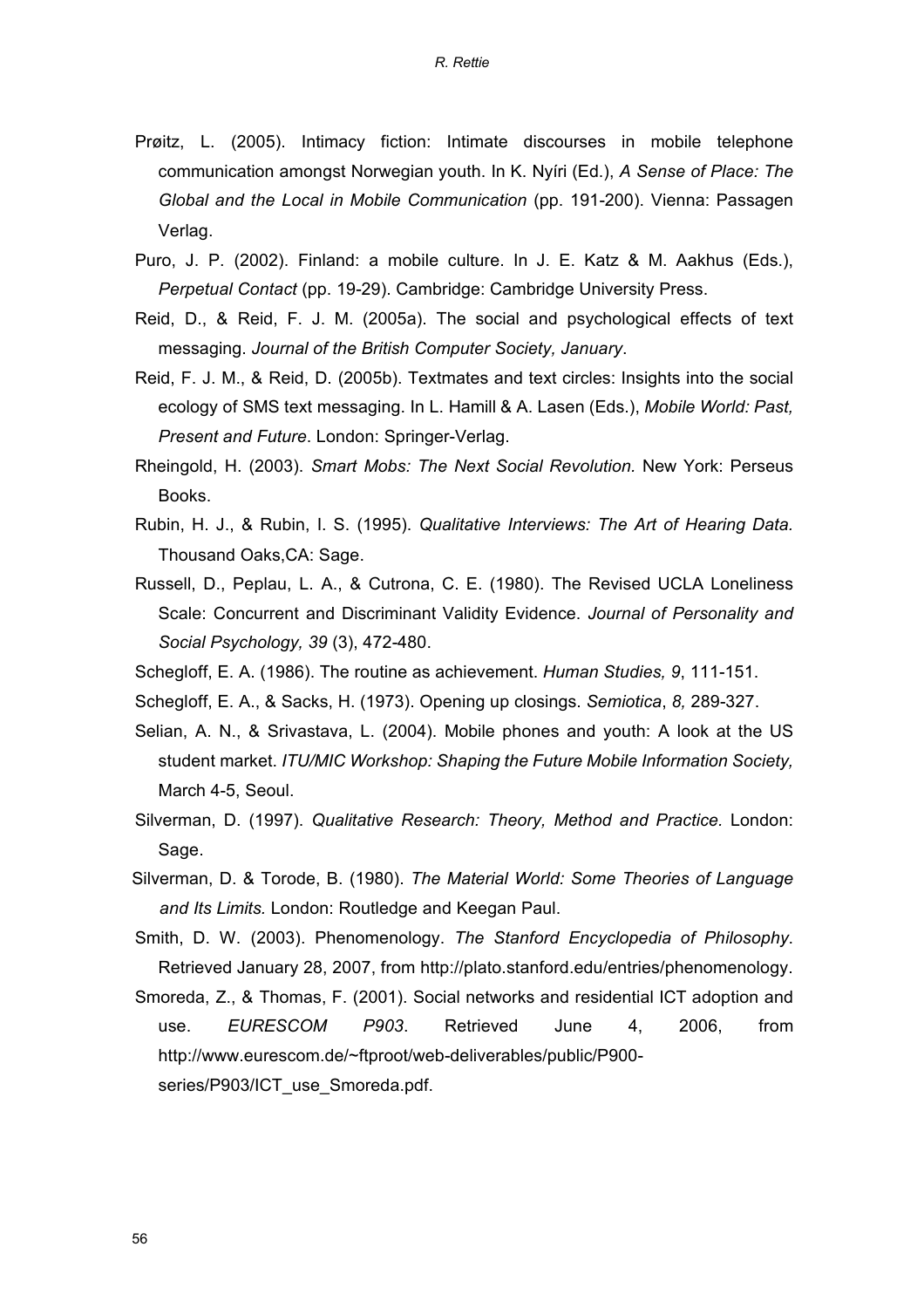Prøitz, L. (2005). Intimacy fiction: Intimate discourses in mobile telephone communication amongst Norwegian youth. In K. Nyíri (Ed.), *A Sense of Place: The Global and the Local in Mobile Communication* (pp. 191-200). Vienna: Passagen Verlag.

Puro, J. P. (2002). Finland: a mobile culture. In J. E. Katz & M. Aakhus (Eds.), *Perpetual Contact* (pp. 19-29). Cambridge: Cambridge University Press.

Reid, D., & Reid, F. J. M. (2005a). The social and psychological effects of text messaging. *Journal of the British Computer Society, January*.

Reid, F. J. M., & Reid, D. (2005b). Textmates and text circles: Insights into the social ecology of SMS text messaging. In L. Hamill & A. Lasen (Eds.), *Mobile World: Past, Present and Future*. London: Springer-Verlag.

Rheingold, H. (2003). *Smart Mobs: The Next Social Revolution.* New York: Perseus Books.

Rubin, H. J., & Rubin, I. S. (1995). *Qualitative Interviews: The Art of Hearing Data.* Thousand Oaks,CA: Sage.

Russell, D., Peplau, L. A., & Cutrona, C. E. (1980). The Revised UCLA Loneliness Scale: Concurrent and Discriminant Validity Evidence. *Journal of Personality and Social Psychology, 39* (3), 472-480.

Schegloff, E. A. (1986). The routine as achievement. *Human Studies, 9*, 111-151.

Schegloff, E. A., & Sacks, H. (1973). Opening up closings. *Semiotica*, *8,* 289-327.

Selian, A. N., & Srivastava, L. (2004). Mobile phones and youth: A look at the US student market. *ITU/MIC Workshop: Shaping the Future Mobile Information Society,* March 4-5, Seoul.

Silverman, D. (1997). *Qualitative Research: Theory, Method and Practice.* London: Sage.

Silverman, D. & Torode, B. (1980). *The Material World: Some Theories of Language and Its Limits.* London: Routledge and Keegan Paul.

Smith, D. W. (2003). Phenomenology. *The Stanford Encyclopedia of Philosophy*. Retrieved January 28, 2007, from http://plato.stanford.edu/entries/phenomenology.

Smoreda, Z., & Thomas, F. (2001). Social networks and residential ICT adoption and use. *EURESCOM P903*. Retrieved June 4, 2006, from http://www.eurescom.de/~ftproot/web-deliverables/public/P900-series/P903/ICT_use_Smoreda.pdf.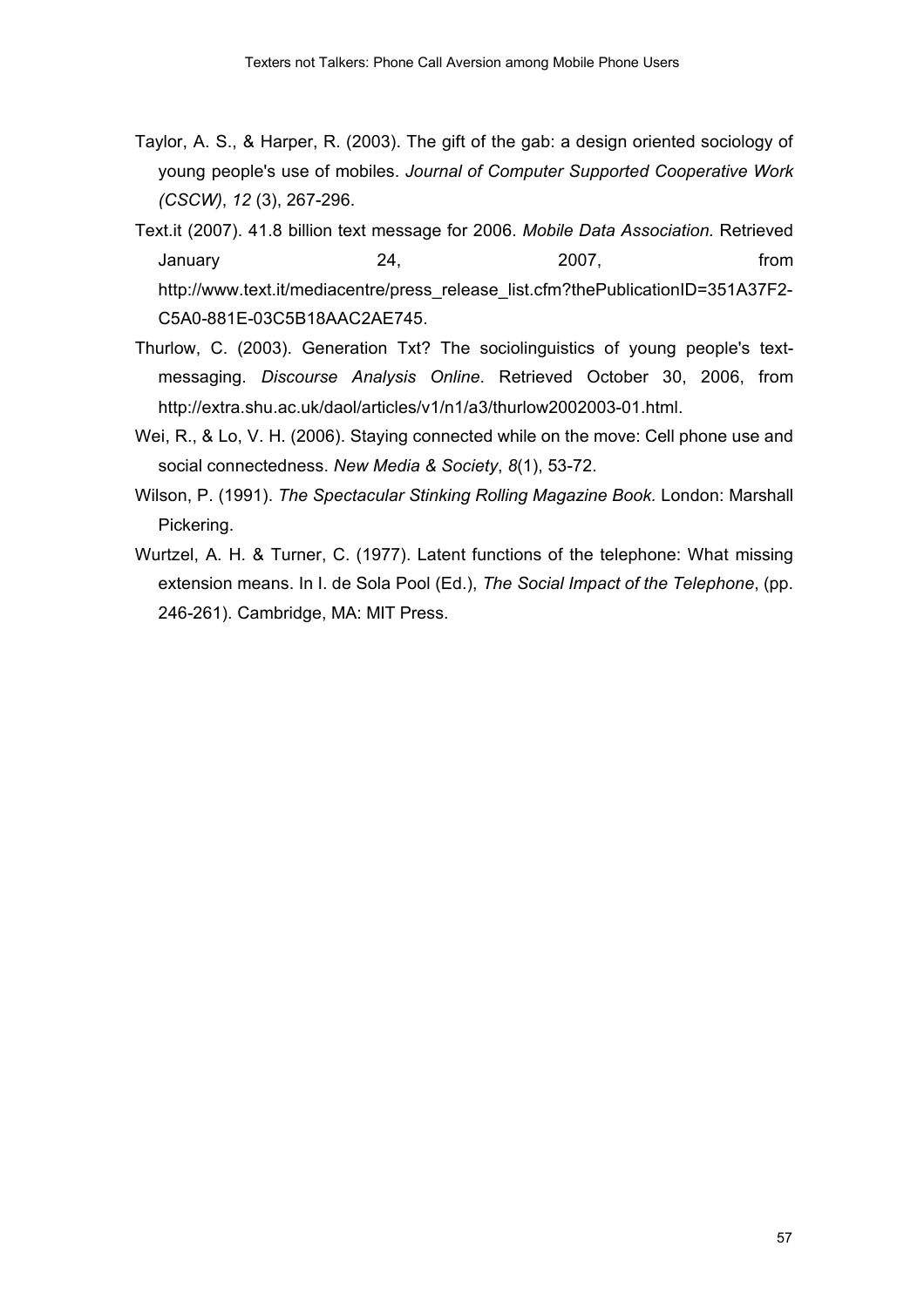Taylor, A. S., & Harper, R. (2003). The gift of the gab: a design oriented sociology of young people's use of mobiles. *Journal of Computer Supported Cooperative Work (CSCW)*, *12* (3), 267-296.

Text.it (2007). 41.8 billion text message for 2006. *Mobile Data Association.* Retrieved January 24, 2007, from http://www.text.it/mediacentre/press_release_list.cfm?thePublicationID=351A37F2-C5A0-881E-03C5B18AAC2AE745.

Thurlow, C. (2003). Generation Txt? The sociolinguistics of young people's text-messaging. *Discourse Analysis Online*. Retrieved October 30, 2006, from http://extra.shu.ac.uk/daol/articles/v1/n1/a3/thurlow2002003-01.html.

Wei, R., & Lo, V. H. (2006). Staying connected while on the move: Cell phone use and social connectedness. *New Media & Society*, *8*(1), 53-72.

Wilson, P. (1991). *The Spectacular Stinking Rolling Magazine Book.* London: Marshall Pickering.

Wurtzel, A. H. & Turner, C. (1977). Latent functions of the telephone: What missing extension means. In I. de Sola Pool (Ed.), *The Social Impact of the Telephone*, (pp. 246-261). Cambridge, MA: MIT Press.